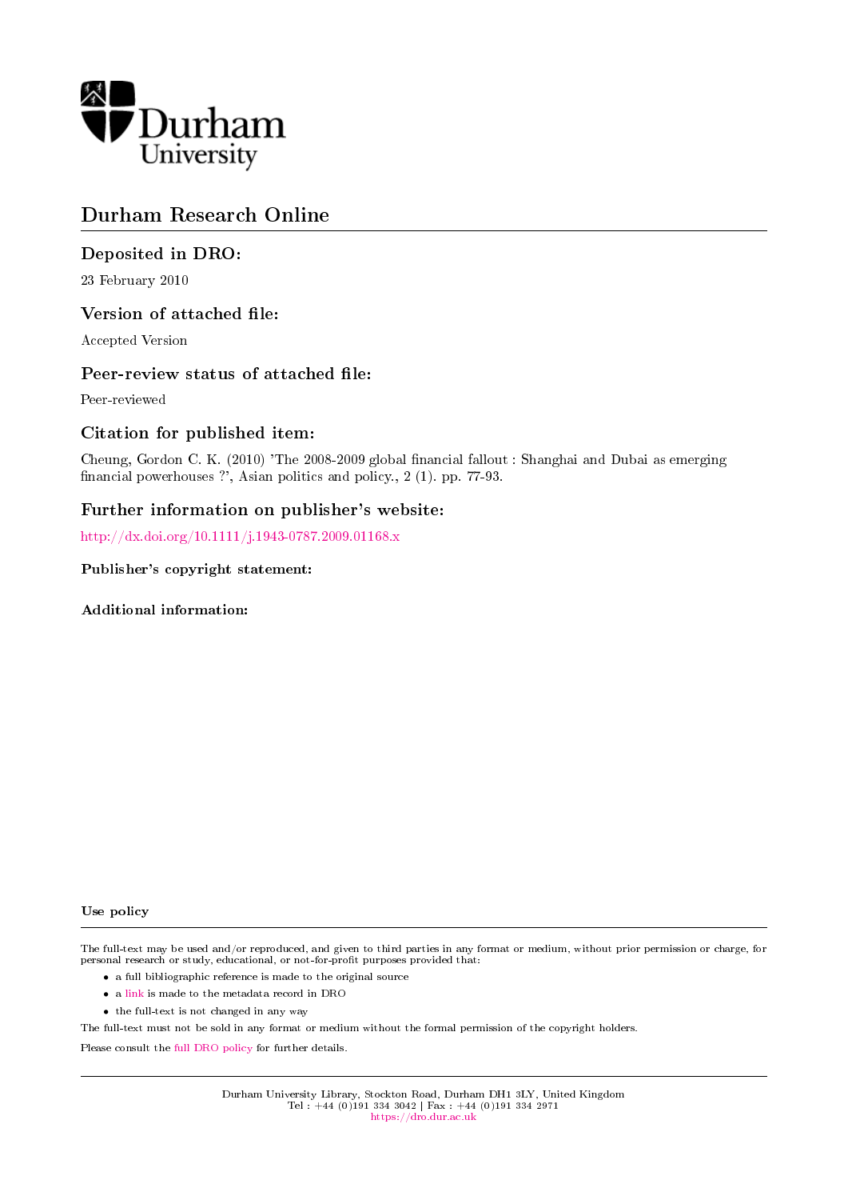Durham University

# Durham Research Online

## Deposited in DRO:

23 February 2010

## Version of attached file:

Accepted Version

## Peer-review status of attached file:

Peer-reviewed

## Citation for published item:

Cheung, Gordon C. K. (2010) 'The 2008-2009 global financial fallout : Shanghai and Dubai as emerging financial powerhouses ?', Asian politics and policy., 2 (1). pp. 77-93.

## Further information on publisher's website:

http://dx.doi.org/10.1111/j.1943-0787.2009.01168.x

**Publisher's copyright statement:**

**Additional information:**

**Use policy**

The full-text may be used and/or reproduced, and given to third parties in any format or medium, without prior permission or charge, for personal research or study, educational, or not-for-profit purposes provided that:

- a full bibliographic reference is made to the original source
- a link is made to the metadata record in DRO
- the full-text is not changed in any way

The full-text must not be sold in any format or medium without the formal permission of the copyright holders.

Please consult the full DRO policy for further details.

Durham University Library, Stockton Road, Durham DH1 3LY, United Kingdom
Tel : +44 (0)191 334 3042 | Fax : +44 (0)191 334 2971
https://dro.dur.ac.uk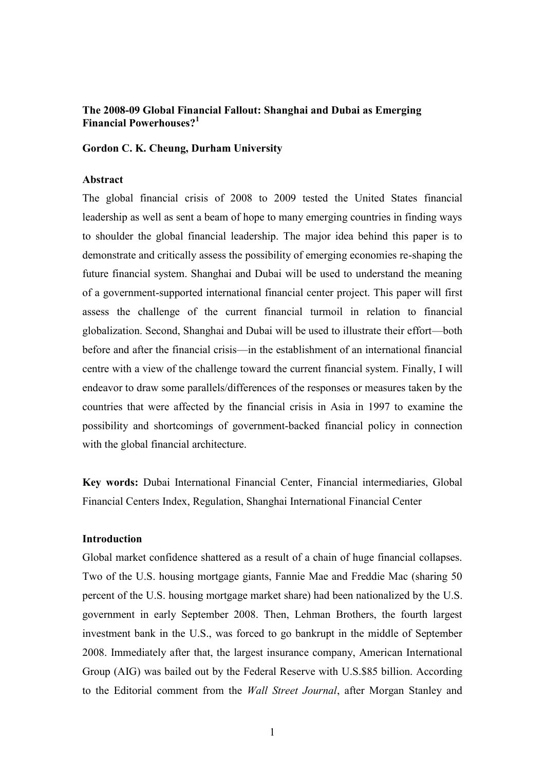**The 2008-09 Global Financial Fallout: Shanghai and Dubai as Emerging Financial Powerhouses?**[1]

**Gordon C. K. Cheung, Durham University**

**Abstract**

The global financial crisis of 2008 to 2009 tested the United States financial leadership as well as sent a beam of hope to many emerging countries in finding ways to shoulder the global financial leadership. The major idea behind this paper is to demonstrate and critically assess the possibility of emerging economies re-shaping the future financial system. Shanghai and Dubai will be used to understand the meaning of a government-supported international financial center project. This paper will first assess the challenge of the current financial turmoil in relation to financial globalization. Second, Shanghai and Dubai will be used to illustrate their effort—both before and after the financial crisis—in the establishment of an international financial centre with a view of the challenge toward the current financial system. Finally, I will endeavor to draw some parallels/differences of the responses or measures taken by the countries that were affected by the financial crisis in Asia in 1997 to examine the possibility and shortcomings of government-backed financial policy in connection with the global financial architecture.

**Key words:** Dubai International Financial Center, Financial intermediaries, Global Financial Centers Index, Regulation, Shanghai International Financial Center

**Introduction**

Global market confidence shattered as a result of a chain of huge financial collapses. Two of the U.S. housing mortgage giants, Fannie Mae and Freddie Mac (sharing 50 percent of the U.S. housing mortgage market share) had been nationalized by the U.S. government in early September 2008. Then, Lehman Brothers, the fourth largest investment bank in the U.S., was forced to go bankrupt in the middle of September 2008. Immediately after that, the largest insurance company, American International Group (AIG) was bailed out by the Federal Reserve with U.S.$85 billion. According to the Editorial comment from the *Wall Street Journal*, after Morgan Stanley and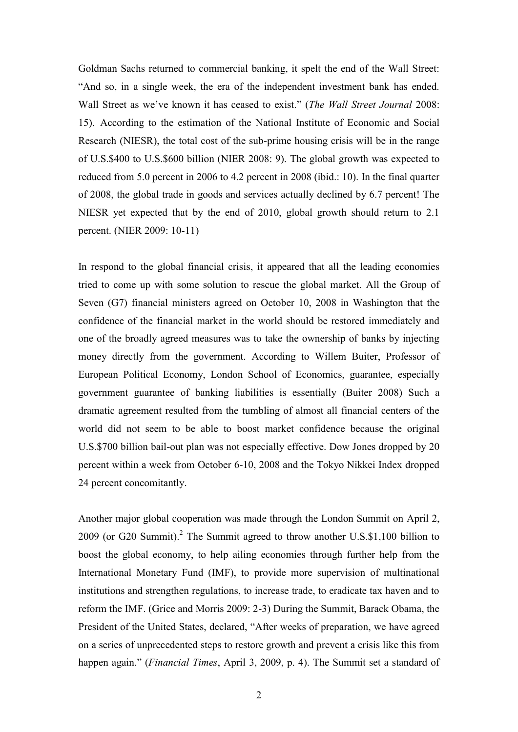Goldman Sachs returned to commercial banking, it spelt the end of the Wall Street: "And so, in a single week, the era of the independent investment bank has ended. Wall Street as we've known it has ceased to exist." (*The Wall Street Journal* 2008: 15). According to the estimation of the National Institute of Economic and Social Research (NIESR), the total cost of the sub-prime housing crisis will be in the range of U.S.$400 to U.S.$600 billion (NIER 2008: 9). The global growth was expected to reduced from 5.0 percent in 2006 to 4.2 percent in 2008 (ibid.: 10). In the final quarter of 2008, the global trade in goods and services actually declined by 6.7 percent! The NIESR yet expected that by the end of 2010, global growth should return to 2.1 percent. (NIER 2009: 10-11)

In respond to the global financial crisis, it appeared that all the leading economies tried to come up with some solution to rescue the global market. All the Group of Seven (G7) financial ministers agreed on October 10, 2008 in Washington that the confidence of the financial market in the world should be restored immediately and one of the broadly agreed measures was to take the ownership of banks by injecting money directly from the government. According to Willem Buiter, Professor of European Political Economy, London School of Economics, guarantee, especially government guarantee of banking liabilities is essentially (Buiter 2008) Such a dramatic agreement resulted from the tumbling of almost all financial centers of the world did not seem to be able to boost market confidence because the original U.S.$700 billion bail-out plan was not especially effective. Dow Jones dropped by 20 percent within a week from October 6-10, 2008 and the Tokyo Nikkei Index dropped 24 percent concomitantly.

Another major global cooperation was made through the London Summit on April 2, 2009 (or G20 Summit).[2] The Summit agreed to throw another U.S.$1,100 billion to boost the global economy, to help ailing economies through further help from the International Monetary Fund (IMF), to provide more supervision of multinational institutions and strengthen regulations, to increase trade, to eradicate tax haven and to reform the IMF. (Grice and Morris 2009: 2-3) During the Summit, Barack Obama, the President of the United States, declared, "After weeks of preparation, we have agreed on a series of unprecedented steps to restore growth and prevent a crisis like this from happen again." (*Financial Times*, April 3, 2009, p. 4). The Summit set a standard of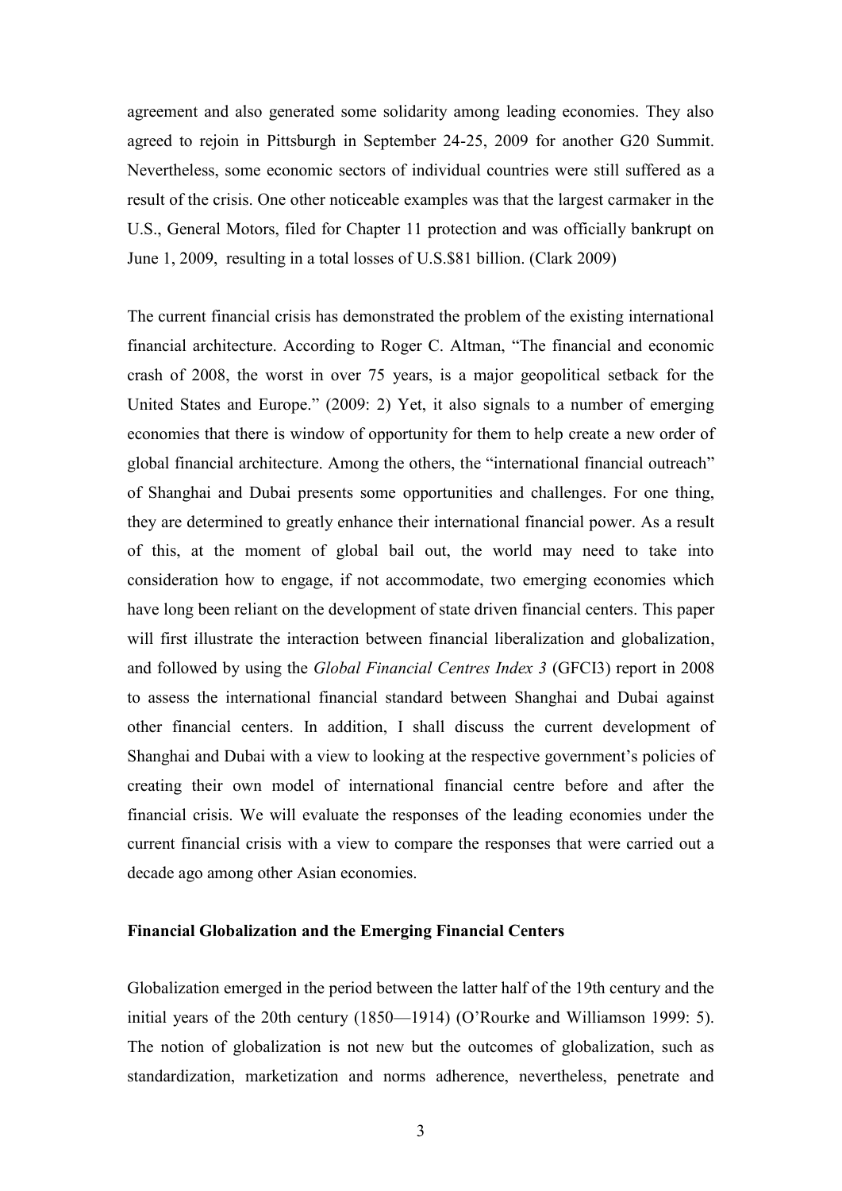agreement and also generated some solidarity among leading economies. They also agreed to rejoin in Pittsburgh in September 24-25, 2009 for another G20 Summit. Nevertheless, some economic sectors of individual countries were still suffered as a result of the crisis. One other noticeable examples was that the largest carmaker in the U.S., General Motors, filed for Chapter 11 protection and was officially bankrupt on June 1, 2009, resulting in a total losses of U.S.$81 billion. (Clark 2009)

The current financial crisis has demonstrated the problem of the existing international financial architecture. According to Roger C. Altman, "The financial and economic crash of 2008, the worst in over 75 years, is a major geopolitical setback for the United States and Europe." (2009: 2) Yet, it also signals to a number of emerging economies that there is window of opportunity for them to help create a new order of global financial architecture. Among the others, the "international financial outreach" of Shanghai and Dubai presents some opportunities and challenges. For one thing, they are determined to greatly enhance their international financial power. As a result of this, at the moment of global bail out, the world may need to take into consideration how to engage, if not accommodate, two emerging economies which have long been reliant on the development of state driven financial centers. This paper will first illustrate the interaction between financial liberalization and globalization, and followed by using the *Global Financial Centres Index 3* (GFCI3) report in 2008 to assess the international financial standard between Shanghai and Dubai against other financial centers. In addition, I shall discuss the current development of Shanghai and Dubai with a view to looking at the respective government's policies of creating their own model of international financial centre before and after the financial crisis. We will evaluate the responses of the leading economies under the current financial crisis with a view to compare the responses that were carried out a decade ago among other Asian economies.

**Financial Globalization and the Emerging Financial Centers**

Globalization emerged in the period between the latter half of the 19th century and the initial years of the 20th century (1850—1914) (O'Rourke and Williamson 1999: 5). The notion of globalization is not new but the outcomes of globalization, such as standardization, marketization and norms adherence, nevertheless, penetrate and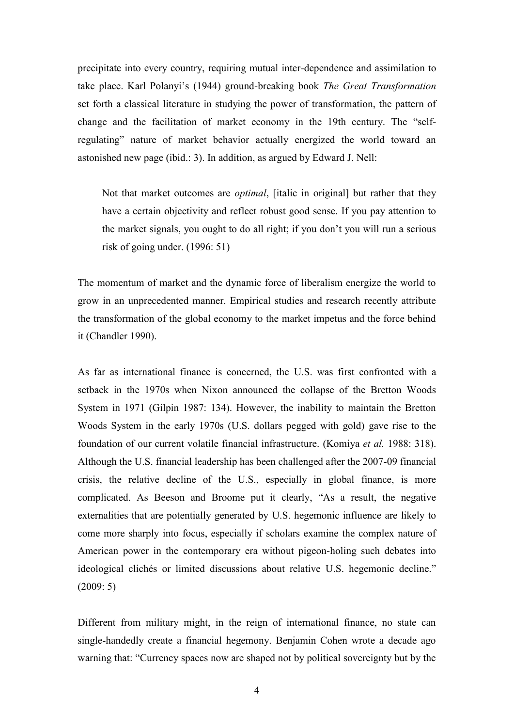precipitate into every country, requiring mutual inter-dependence and assimilation to take place. Karl Polanyi's (1944) ground-breaking book *The Great Transformation* set forth a classical literature in studying the power of transformation, the pattern of change and the facilitation of market economy in the 19th century. The "self-regulating" nature of market behavior actually energized the world toward an astonished new page (ibid.: 3). In addition, as argued by Edward J. Nell:

> Not that market outcomes are *optimal*, [italic in original] but rather that they have a certain objectivity and reflect robust good sense. If you pay attention to the market signals, you ought to do all right; if you don't you will run a serious risk of going under. (1996: 51)

The momentum of market and the dynamic force of liberalism energize the world to grow in an unprecedented manner. Empirical studies and research recently attribute the transformation of the global economy to the market impetus and the force behind it (Chandler 1990).

As far as international finance is concerned, the U.S. was first confronted with a setback in the 1970s when Nixon announced the collapse of the Bretton Woods System in 1971 (Gilpin 1987: 134). However, the inability to maintain the Bretton Woods System in the early 1970s (U.S. dollars pegged with gold) gave rise to the foundation of our current volatile financial infrastructure. (Komiya *et al.* 1988: 318). Although the U.S. financial leadership has been challenged after the 2007-09 financial crisis, the relative decline of the U.S., especially in global finance, is more complicated. As Beeson and Broome put it clearly, "As a result, the negative externalities that are potentially generated by U.S. hegemonic influence are likely to come more sharply into focus, especially if scholars examine the complex nature of American power in the contemporary era without pigeon-holing such debates into ideological clichés or limited discussions about relative U.S. hegemonic decline." (2009: 5)

Different from military might, in the reign of international finance, no state can single-handedly create a financial hegemony. Benjamin Cohen wrote a decade ago warning that: "Currency spaces now are shaped not by political sovereignty but by the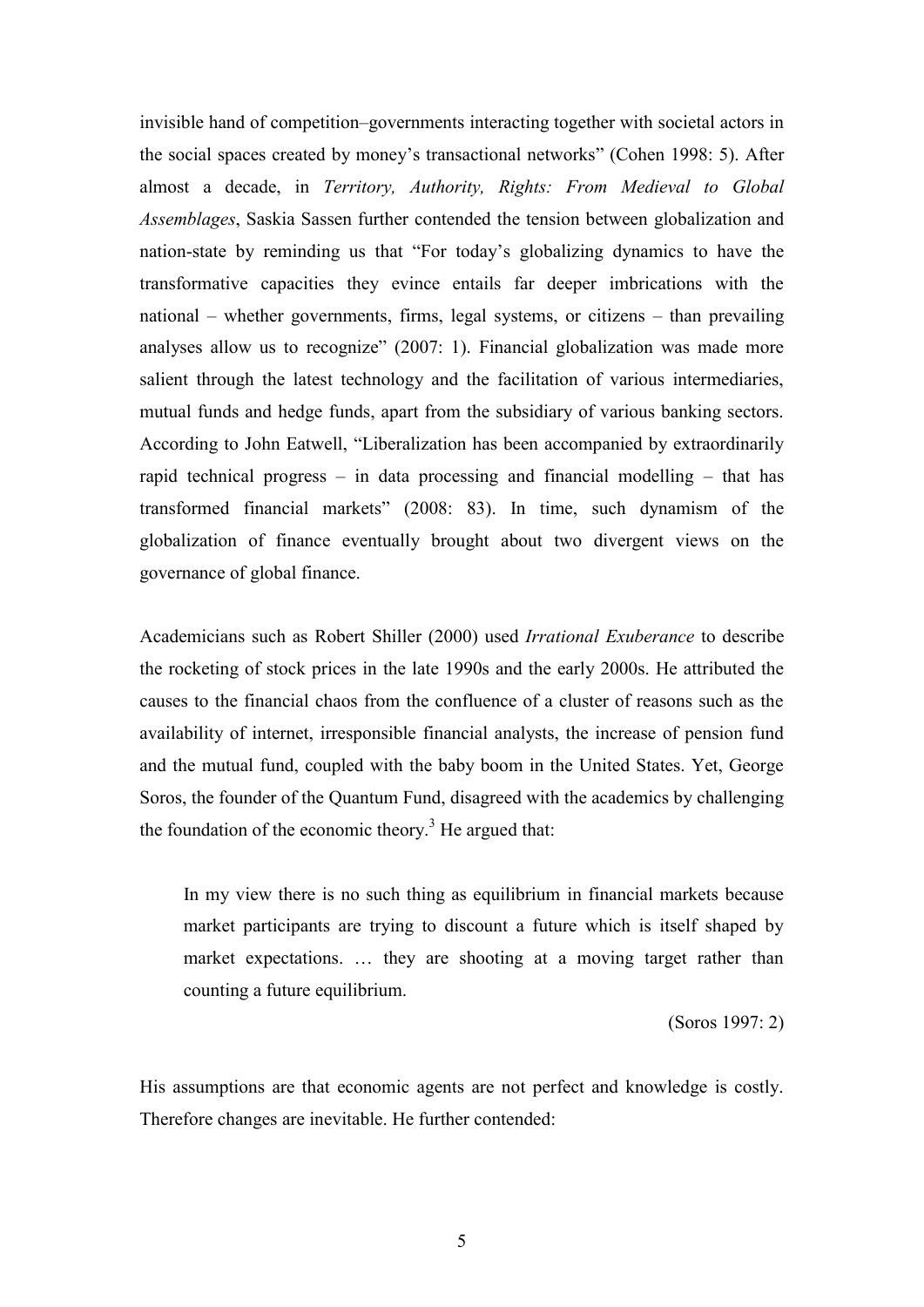invisible hand of competition–governments interacting together with societal actors in the social spaces created by money's transactional networks" (Cohen 1998: 5). After almost a decade, in *Territory, Authority, Rights: From Medieval to Global Assemblages*, Saskia Sassen further contended the tension between globalization and nation-state by reminding us that "For today's globalizing dynamics to have the transformative capacities they evince entails far deeper imbrications with the national – whether governments, firms, legal systems, or citizens – than prevailing analyses allow us to recognize" (2007: 1). Financial globalization was made more salient through the latest technology and the facilitation of various intermediaries, mutual funds and hedge funds, apart from the subsidiary of various banking sectors. According to John Eatwell, "Liberalization has been accompanied by extraordinarily rapid technical progress – in data processing and financial modelling – that has transformed financial markets" (2008: 83). In time, such dynamism of the globalization of finance eventually brought about two divergent views on the governance of global finance.

Academicians such as Robert Shiller (2000) used *Irrational Exuberance* to describe the rocketing of stock prices in the late 1990s and the early 2000s. He attributed the causes to the financial chaos from the confluence of a cluster of reasons such as the availability of internet, irresponsible financial analysts, the increase of pension fund and the mutual fund, coupled with the baby boom in the United States. Yet, George Soros, the founder of the Quantum Fund, disagreed with the academics by challenging the foundation of the economic theory.[3] He argued that:

> In my view there is no such thing as equilibrium in financial markets because market participants are trying to discount a future which is itself shaped by market expectations. … they are shooting at a moving target rather than counting a future equilibrium.
>
> (Soros 1997: 2)

His assumptions are that economic agents are not perfect and knowledge is costly. Therefore changes are inevitable. He further contended: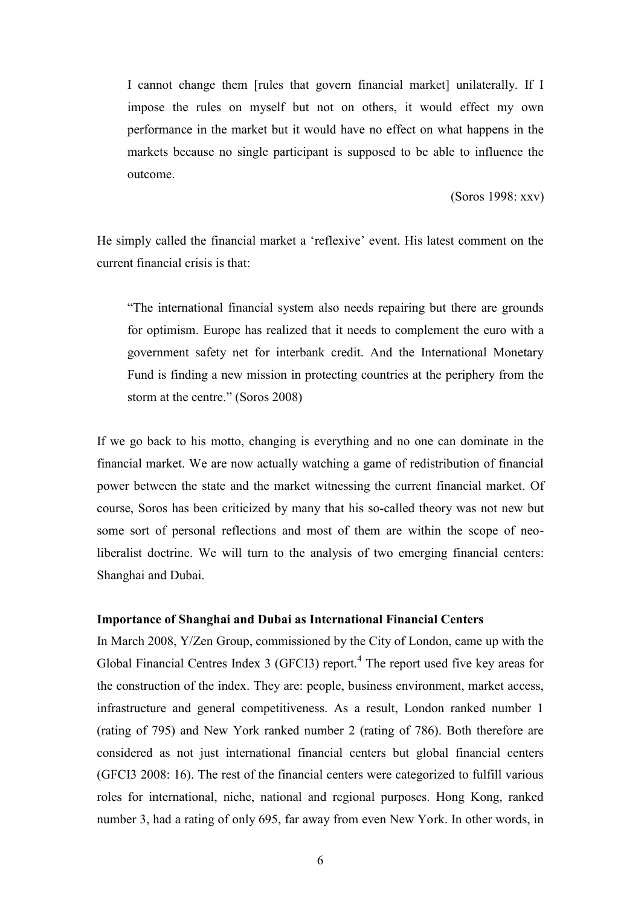> I cannot change them [rules that govern financial market] unilaterally. If I impose the rules on myself but not on others, it would effect my own performance in the market but it would have no effect on what happens in the markets because no single participant is supposed to be able to influence the outcome.
>
> (Soros 1998: xxv)

He simply called the financial market a 'reflexive' event. His latest comment on the current financial crisis is that:

> "The international financial system also needs repairing but there are grounds for optimism. Europe has realized that it needs to complement the euro with a government safety net for interbank credit. And the International Monetary Fund is finding a new mission in protecting countries at the periphery from the storm at the centre." (Soros 2008)

If we go back to his motto, changing is everything and no one can dominate in the financial market. We are now actually watching a game of redistribution of financial power between the state and the market witnessing the current financial market. Of course, Soros has been criticized by many that his so-called theory was not new but some sort of personal reflections and most of them are within the scope of neo-liberalist doctrine. We will turn to the analysis of two emerging financial centers: Shanghai and Dubai.

**Importance of Shanghai and Dubai as International Financial Centers**

In March 2008, Y/Zen Group, commissioned by the City of London, came up with the Global Financial Centres Index 3 (GFCI3) report.[4] The report used five key areas for the construction of the index. They are: people, business environment, market access, infrastructure and general competitiveness. As a result, London ranked number 1 (rating of 795) and New York ranked number 2 (rating of 786). Both therefore are considered as not just international financial centers but global financial centers (GFCI3 2008: 16). The rest of the financial centers were categorized to fulfill various roles for international, niche, national and regional purposes. Hong Kong, ranked number 3, had a rating of only 695, far away from even New York. In other words, in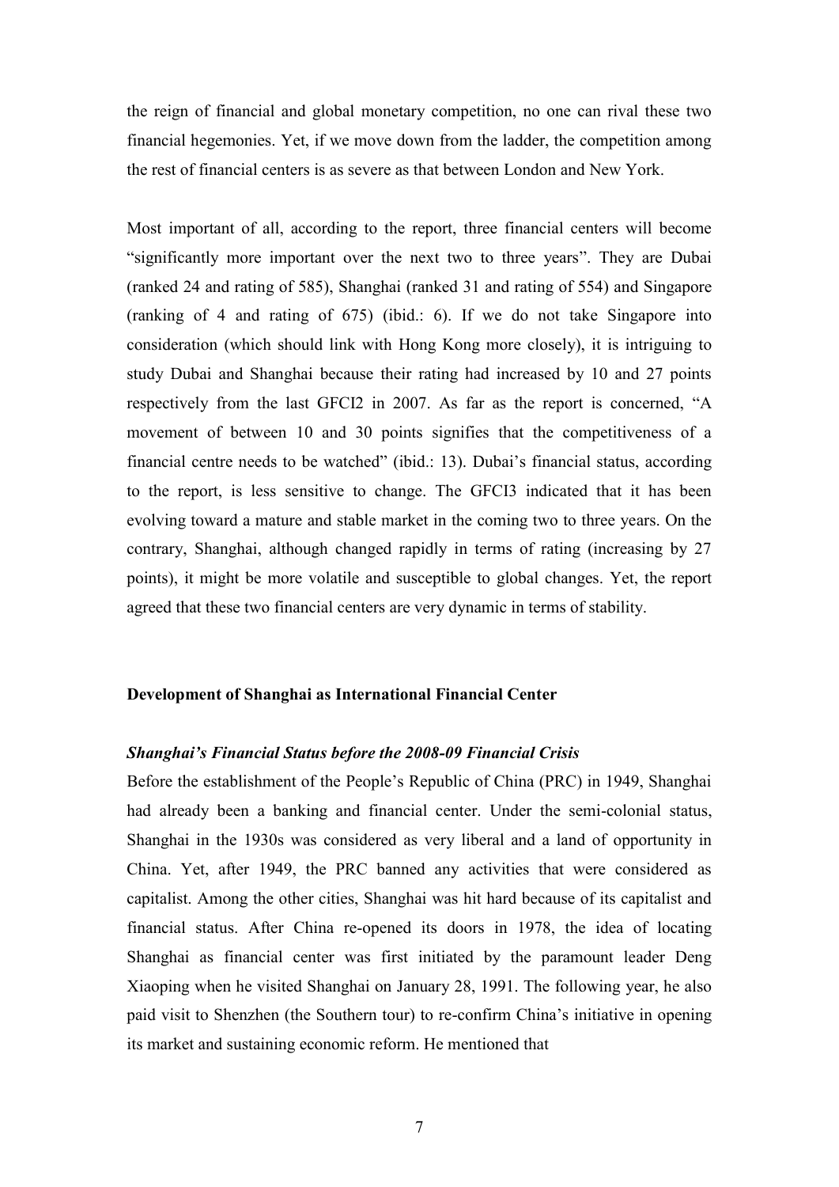the reign of financial and global monetary competition, no one can rival these two financial hegemonies. Yet, if we move down from the ladder, the competition among the rest of financial centers is as severe as that between London and New York.

Most important of all, according to the report, three financial centers will become "significantly more important over the next two to three years". They are Dubai (ranked 24 and rating of 585), Shanghai (ranked 31 and rating of 554) and Singapore (ranking of 4 and rating of 675) (ibid.: 6). If we do not take Singapore into consideration (which should link with Hong Kong more closely), it is intriguing to study Dubai and Shanghai because their rating had increased by 10 and 27 points respectively from the last GFCI2 in 2007. As far as the report is concerned, "A movement of between 10 and 30 points signifies that the competitiveness of a financial centre needs to be watched" (ibid.: 13). Dubai's financial status, according to the report, is less sensitive to change. The GFCI3 indicated that it has been evolving toward a mature and stable market in the coming two to three years. On the contrary, Shanghai, although changed rapidly in terms of rating (increasing by 27 points), it might be more volatile and susceptible to global changes. Yet, the report agreed that these two financial centers are very dynamic in terms of stability.

## Development of Shanghai as International Financial Center

### *Shanghai's Financial Status before the 2008-09 Financial Crisis*

Before the establishment of the People's Republic of China (PRC) in 1949, Shanghai had already been a banking and financial center. Under the semi-colonial status, Shanghai in the 1930s was considered as very liberal and a land of opportunity in China. Yet, after 1949, the PRC banned any activities that were considered as capitalist. Among the other cities, Shanghai was hit hard because of its capitalist and financial status. After China re-opened its doors in 1978, the idea of locating Shanghai as financial center was first initiated by the paramount leader Deng Xiaoping when he visited Shanghai on January 28, 1991. The following year, he also paid visit to Shenzhen (the Southern tour) to re-confirm China's initiative in opening its market and sustaining economic reform. He mentioned that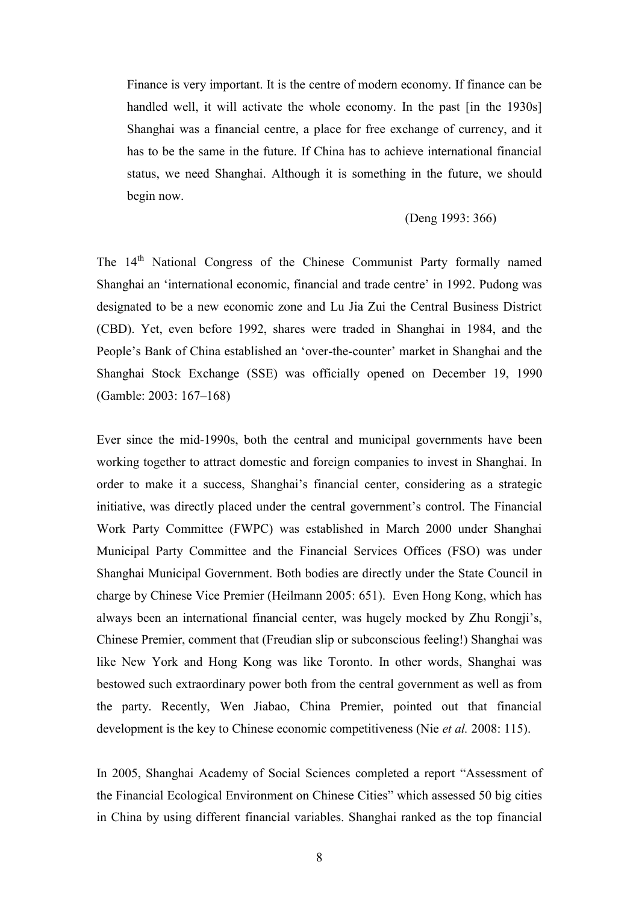> Finance is very important. It is the centre of modern economy. If finance can be handled well, it will activate the whole economy. In the past [in the 1930s] Shanghai was a financial centre, a place for free exchange of currency, and it has to be the same in the future. If China has to achieve international financial status, we need Shanghai. Although it is something in the future, we should begin now.
>
> (Deng 1993: 366)

The 14th National Congress of the Chinese Communist Party formally named Shanghai an 'international economic, financial and trade centre' in 1992. Pudong was designated to be a new economic zone and Lu Jia Zui the Central Business District (CBD). Yet, even before 1992, shares were traded in Shanghai in 1984, and the People's Bank of China established an 'over-the-counter' market in Shanghai and the Shanghai Stock Exchange (SSE) was officially opened on December 19, 1990 (Gamble: 2003: 167–168)

Ever since the mid-1990s, both the central and municipal governments have been working together to attract domestic and foreign companies to invest in Shanghai. In order to make it a success, Shanghai's financial center, considering as a strategic initiative, was directly placed under the central government's control. The Financial Work Party Committee (FWPC) was established in March 2000 under Shanghai Municipal Party Committee and the Financial Services Offices (FSO) was under Shanghai Municipal Government. Both bodies are directly under the State Council in charge by Chinese Vice Premier (Heilmann 2005: 651). Even Hong Kong, which has always been an international financial center, was hugely mocked by Zhu Rongji's, Chinese Premier, comment that (Freudian slip or subconscious feeling!) Shanghai was like New York and Hong Kong was like Toronto. In other words, Shanghai was bestowed such extraordinary power both from the central government as well as from the party. Recently, Wen Jiabao, China Premier, pointed out that financial development is the key to Chinese economic competitiveness (Nie *et al.* 2008: 115).

In 2005, Shanghai Academy of Social Sciences completed a report "Assessment of the Financial Ecological Environment on Chinese Cities" which assessed 50 big cities in China by using different financial variables. Shanghai ranked as the top financial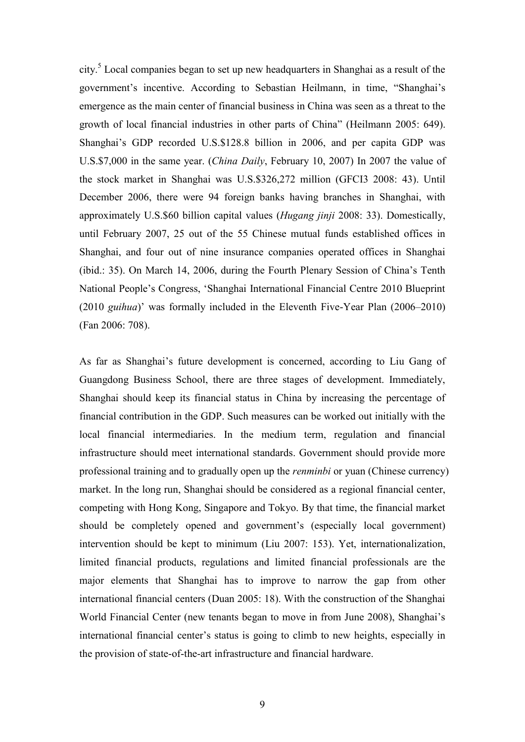city.[5] Local companies began to set up new headquarters in Shanghai as a result of the government's incentive. According to Sebastian Heilmann, in time, "Shanghai's emergence as the main center of financial business in China was seen as a threat to the growth of local financial industries in other parts of China" (Heilmann 2005: 649). Shanghai's GDP recorded U.S.$128.8 billion in 2006, and per capita GDP was U.S.$7,000 in the same year. (*China Daily*, February 10, 2007) In 2007 the value of the stock market in Shanghai was U.S.$326,272 million (GFCI3 2008: 43). Until December 2006, there were 94 foreign banks having branches in Shanghai, with approximately U.S.$60 billion capital values (*Hugang jinji* 2008: 33). Domestically, until February 2007, 25 out of the 55 Chinese mutual funds established offices in Shanghai, and four out of nine insurance companies operated offices in Shanghai (ibid.: 35). On March 14, 2006, during the Fourth Plenary Session of China's Tenth National People's Congress, 'Shanghai International Financial Centre 2010 Blueprint (2010 *guihua*)' was formally included in the Eleventh Five-Year Plan (2006–2010) (Fan 2006: 708).

As far as Shanghai's future development is concerned, according to Liu Gang of Guangdong Business School, there are three stages of development. Immediately, Shanghai should keep its financial status in China by increasing the percentage of financial contribution in the GDP. Such measures can be worked out initially with the local financial intermediaries. In the medium term, regulation and financial infrastructure should meet international standards. Government should provide more professional training and to gradually open up the *renminbi* or yuan (Chinese currency) market. In the long run, Shanghai should be considered as a regional financial center, competing with Hong Kong, Singapore and Tokyo. By that time, the financial market should be completely opened and government's (especially local government) intervention should be kept to minimum (Liu 2007: 153). Yet, internationalization, limited financial products, regulations and limited financial professionals are the major elements that Shanghai has to improve to narrow the gap from other international financial centers (Duan 2005: 18). With the construction of the Shanghai World Financial Center (new tenants began to move in from June 2008), Shanghai's international financial center's status is going to climb to new heights, especially in the provision of state-of-the-art infrastructure and financial hardware.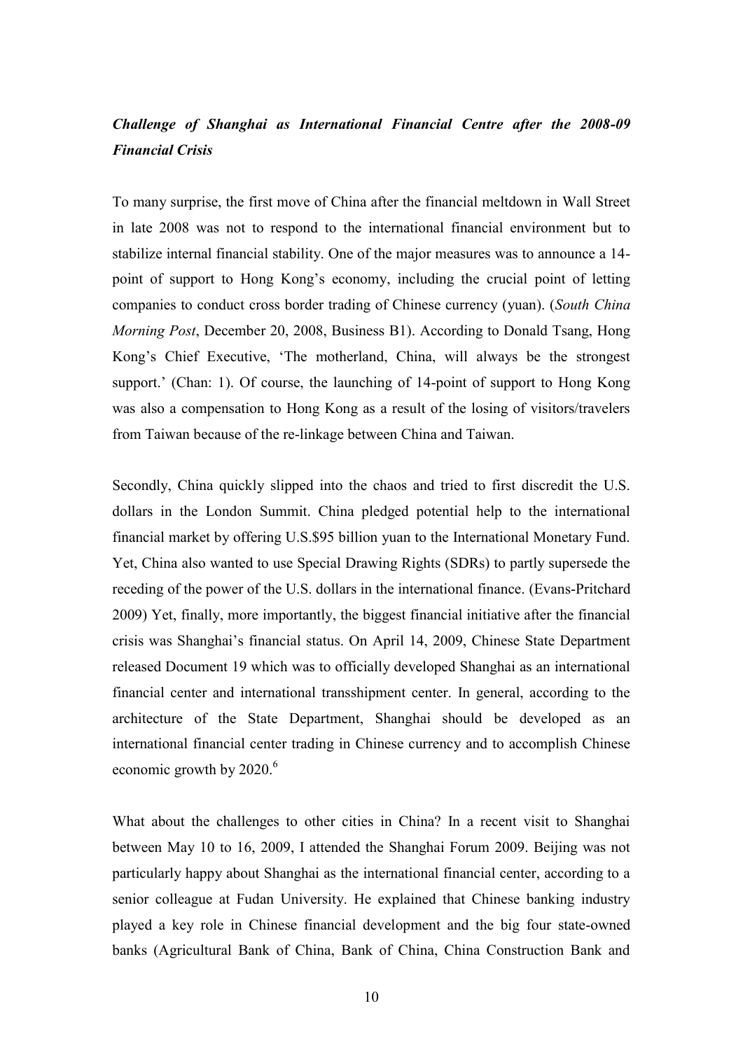### *Challenge of Shanghai as International Financial Centre after the 2008-09 Financial Crisis*

To many surprise, the first move of China after the financial meltdown in Wall Street in late 2008 was not to respond to the international financial environment but to stabilize internal financial stability. One of the major measures was to announce a 14-point of support to Hong Kong's economy, including the crucial point of letting companies to conduct cross border trading of Chinese currency (yuan). (*South China Morning Post*, December 20, 2008, Business B1). According to Donald Tsang, Hong Kong's Chief Executive, 'The motherland, China, will always be the strongest support.' (Chan: 1). Of course, the launching of 14-point of support to Hong Kong was also a compensation to Hong Kong as a result of the losing of visitors/travelers from Taiwan because of the re-linkage between China and Taiwan.

Secondly, China quickly slipped into the chaos and tried to first discredit the U.S. dollars in the London Summit. China pledged potential help to the international financial market by offering U.S.$95 billion yuan to the International Monetary Fund. Yet, China also wanted to use Special Drawing Rights (SDRs) to partly supersede the receding of the power of the U.S. dollars in the international finance. (Evans-Pritchard 2009) Yet, finally, more importantly, the biggest financial initiative after the financial crisis was Shanghai's financial status. On April 14, 2009, Chinese State Department released Document 19 which was to officially developed Shanghai as an international financial center and international transshipment center. In general, according to the architecture of the State Department, Shanghai should be developed as an international financial center trading in Chinese currency and to accomplish Chinese economic growth by 2020.[6]

What about the challenges to other cities in China? In a recent visit to Shanghai between May 10 to 16, 2009, I attended the Shanghai Forum 2009. Beijing was not particularly happy about Shanghai as the international financial center, according to a senior colleague at Fudan University. He explained that Chinese banking industry played a key role in Chinese financial development and the big four state-owned banks (Agricultural Bank of China, Bank of China, China Construction Bank and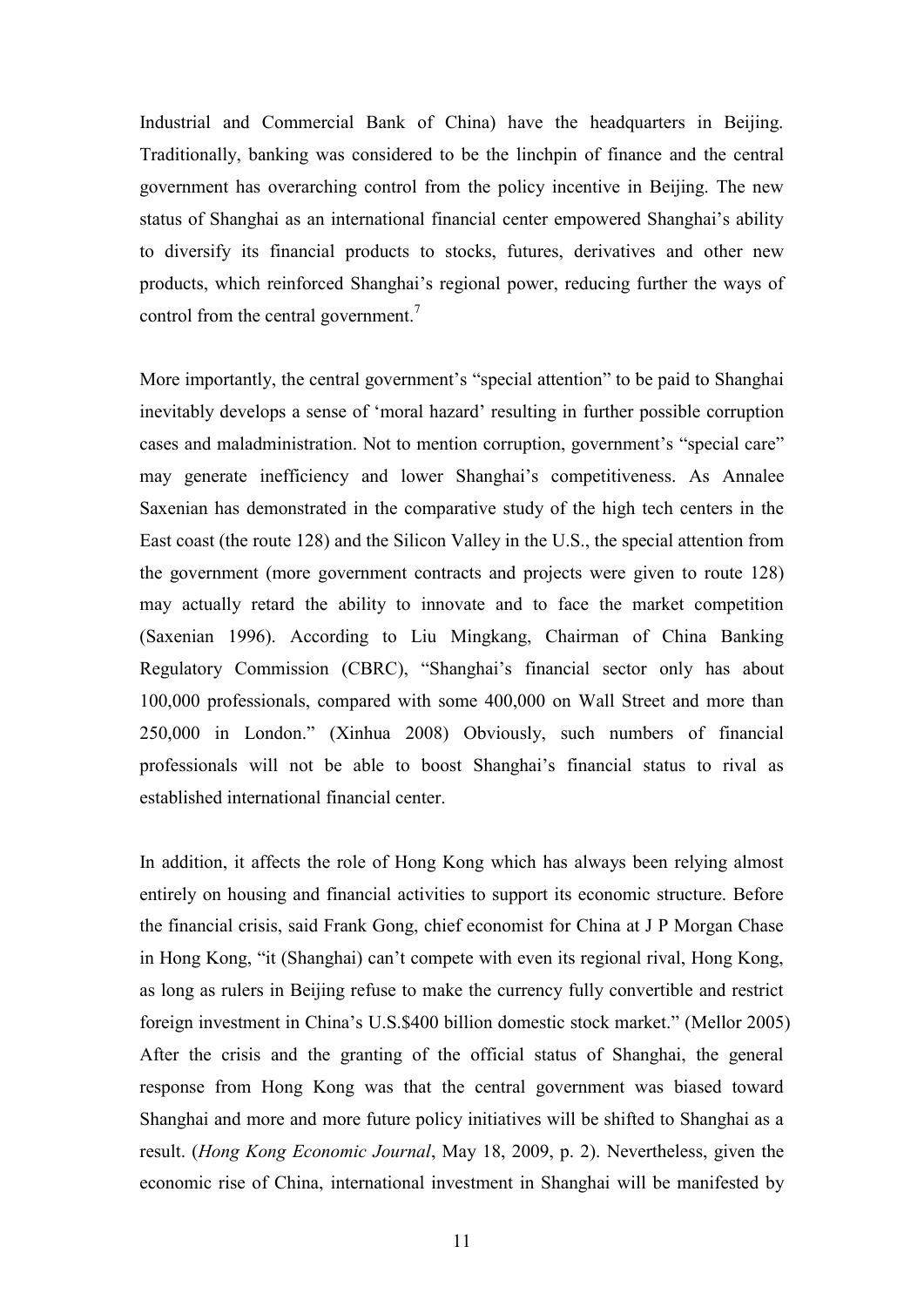Industrial and Commercial Bank of China) have the headquarters in Beijing. Traditionally, banking was considered to be the linchpin of finance and the central government has overarching control from the policy incentive in Beijing. The new status of Shanghai as an international financial center empowered Shanghai's ability to diversify its financial products to stocks, futures, derivatives and other new products, which reinforced Shanghai's regional power, reducing further the ways of control from the central government.[7]

More importantly, the central government's "special attention" to be paid to Shanghai inevitably develops a sense of 'moral hazard' resulting in further possible corruption cases and maladministration. Not to mention corruption, government's "special care" may generate inefficiency and lower Shanghai's competitiveness. As Annalee Saxenian has demonstrated in the comparative study of the high tech centers in the East coast (the route 128) and the Silicon Valley in the U.S., the special attention from the government (more government contracts and projects were given to route 128) may actually retard the ability to innovate and to face the market competition (Saxenian 1996). According to Liu Mingkang, Chairman of China Banking Regulatory Commission (CBRC), "Shanghai's financial sector only has about 100,000 professionals, compared with some 400,000 on Wall Street and more than 250,000 in London." (Xinhua 2008) Obviously, such numbers of financial professionals will not be able to boost Shanghai's financial status to rival as established international financial center.

In addition, it affects the role of Hong Kong which has always been relying almost entirely on housing and financial activities to support its economic structure. Before the financial crisis, said Frank Gong, chief economist for China at J P Morgan Chase in Hong Kong, "it (Shanghai) can't compete with even its regional rival, Hong Kong, as long as rulers in Beijing refuse to make the currency fully convertible and restrict foreign investment in China's U.S.$400 billion domestic stock market." (Mellor 2005) After the crisis and the granting of the official status of Shanghai, the general response from Hong Kong was that the central government was biased toward Shanghai and more and more future policy initiatives will be shifted to Shanghai as a result. (*Hong Kong Economic Journal*, May 18, 2009, p. 2). Nevertheless, given the economic rise of China, international investment in Shanghai will be manifested by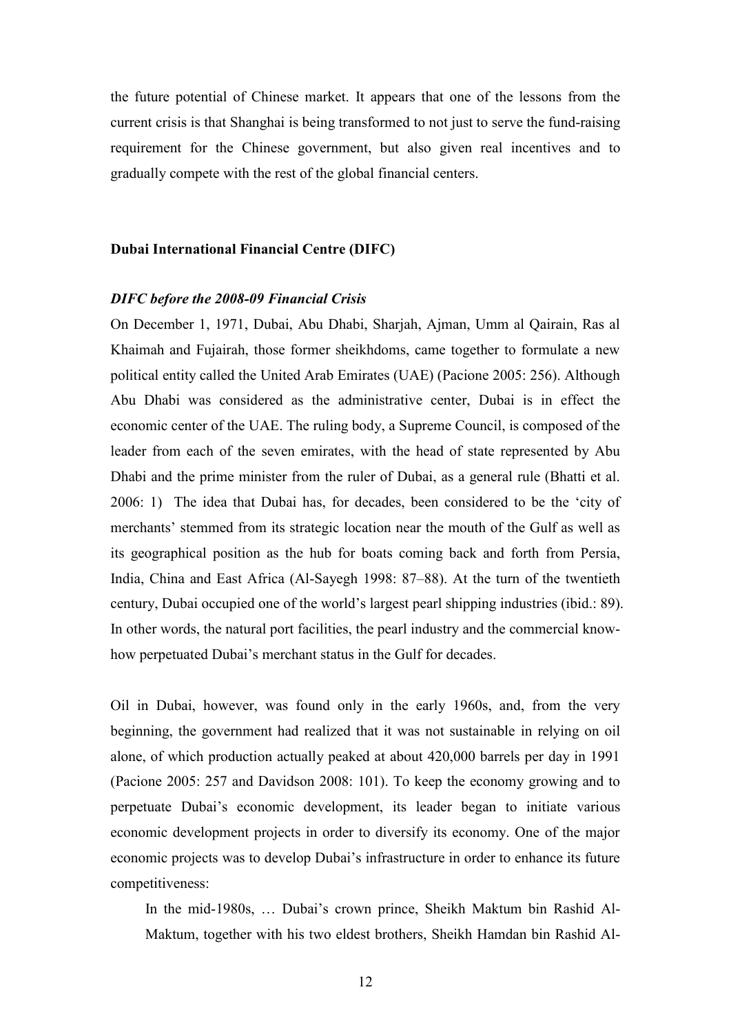the future potential of Chinese market. It appears that one of the lessons from the current crisis is that Shanghai is being transformed to not just to serve the fund-raising requirement for the Chinese government, but also given real incentives and to gradually compete with the rest of the global financial centers.

## Dubai International Financial Centre (DIFC)

### *DIFC before the 2008-09 Financial Crisis*

On December 1, 1971, Dubai, Abu Dhabi, Sharjah, Ajman, Umm al Qairain, Ras al Khaimah and Fujairah, those former sheikhdoms, came together to formulate a new political entity called the United Arab Emirates (UAE) (Pacione 2005: 256). Although Abu Dhabi was considered as the administrative center, Dubai is in effect the economic center of the UAE. The ruling body, a Supreme Council, is composed of the leader from each of the seven emirates, with the head of state represented by Abu Dhabi and the prime minister from the ruler of Dubai, as a general rule (Bhatti et al. 2006: 1) The idea that Dubai has, for decades, been considered to be the 'city of merchants' stemmed from its strategic location near the mouth of the Gulf as well as its geographical position as the hub for boats coming back and forth from Persia, India, China and East Africa (Al-Sayegh 1998: 87–88). At the turn of the twentieth century, Dubai occupied one of the world's largest pearl shipping industries (ibid.: 89). In other words, the natural port facilities, the pearl industry and the commercial know-how perpetuated Dubai's merchant status in the Gulf for decades.

Oil in Dubai, however, was found only in the early 1960s, and, from the very beginning, the government had realized that it was not sustainable in relying on oil alone, of which production actually peaked at about 420,000 barrels per day in 1991 (Pacione 2005: 257 and Davidson 2008: 101). To keep the economy growing and to perpetuate Dubai's economic development, its leader began to initiate various economic development projects in order to diversify its economy. One of the major economic projects was to develop Dubai's infrastructure in order to enhance its future competitiveness:

> In the mid-1980s, … Dubai's crown prince, Sheikh Maktum bin Rashid Al-Maktum, together with his two eldest brothers, Sheikh Hamdan bin Rashid Al-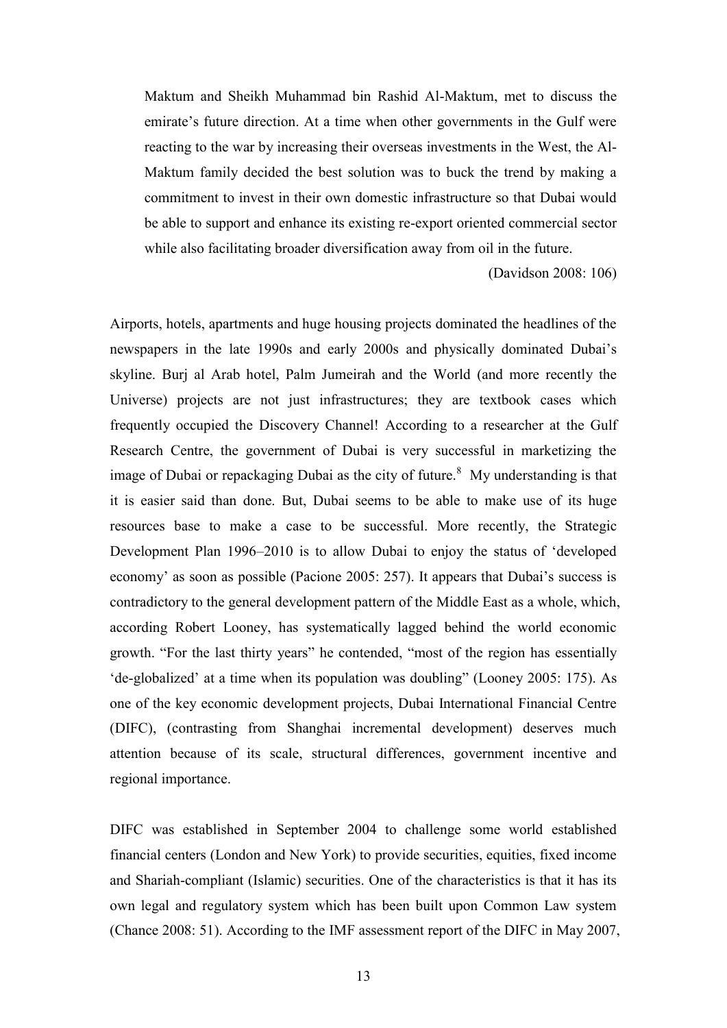> Maktum and Sheikh Muhammad bin Rashid Al-Maktum, met to discuss the emirate's future direction. At a time when other governments in the Gulf were reacting to the war by increasing their overseas investments in the West, the Al-Maktum family decided the best solution was to buck the trend by making a commitment to invest in their own domestic infrastructure so that Dubai would be able to support and enhance its existing re-export oriented commercial sector while also facilitating broader diversification away from oil in the future.
>
> (Davidson 2008: 106)

Airports, hotels, apartments and huge housing projects dominated the headlines of the newspapers in the late 1990s and early 2000s and physically dominated Dubai's skyline. Burj al Arab hotel, Palm Jumeirah and the World (and more recently the Universe) projects are not just infrastructures; they are textbook cases which frequently occupied the Discovery Channel! According to a researcher at the Gulf Research Centre, the government of Dubai is very successful in marketizing the image of Dubai or repackaging Dubai as the city of future.[8] My understanding is that it is easier said than done. But, Dubai seems to be able to make use of its huge resources base to make a case to be successful. More recently, the Strategic Development Plan 1996–2010 is to allow Dubai to enjoy the status of 'developed economy' as soon as possible (Pacione 2005: 257). It appears that Dubai's success is contradictory to the general development pattern of the Middle East as a whole, which, according Robert Looney, has systematically lagged behind the world economic growth. "For the last thirty years" he contended, "most of the region has essentially 'de-globalized' at a time when its population was doubling" (Looney 2005: 175). As one of the key economic development projects, Dubai International Financial Centre (DIFC), (contrasting from Shanghai incremental development) deserves much attention because of its scale, structural differences, government incentive and regional importance.

DIFC was established in September 2004 to challenge some world established financial centers (London and New York) to provide securities, equities, fixed income and Shariah-compliant (Islamic) securities. One of the characteristics is that it has its own legal and regulatory system which has been built upon Common Law system (Chance 2008: 51). According to the IMF assessment report of the DIFC in May 2007,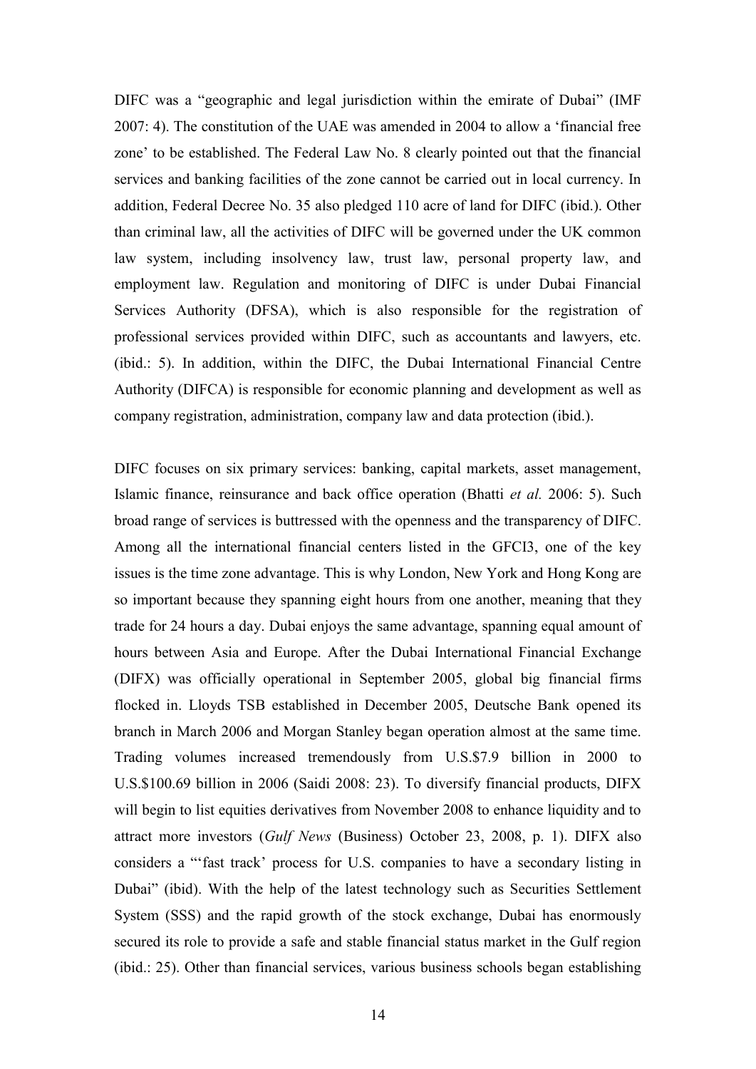DIFC was a "geographic and legal jurisdiction within the emirate of Dubai" (IMF 2007: 4). The constitution of the UAE was amended in 2004 to allow a 'financial free zone' to be established. The Federal Law No. 8 clearly pointed out that the financial services and banking facilities of the zone cannot be carried out in local currency. In addition, Federal Decree No. 35 also pledged 110 acre of land for DIFC (ibid.). Other than criminal law, all the activities of DIFC will be governed under the UK common law system, including insolvency law, trust law, personal property law, and employment law. Regulation and monitoring of DIFC is under Dubai Financial Services Authority (DFSA), which is also responsible for the registration of professional services provided within DIFC, such as accountants and lawyers, etc. (ibid.: 5). In addition, within the DIFC, the Dubai International Financial Centre Authority (DIFCA) is responsible for economic planning and development as well as company registration, administration, company law and data protection (ibid.).

DIFC focuses on six primary services: banking, capital markets, asset management, Islamic finance, reinsurance and back office operation (Bhatti *et al.* 2006: 5). Such broad range of services is buttressed with the openness and the transparency of DIFC. Among all the international financial centers listed in the GFCI3, one of the key issues is the time zone advantage. This is why London, New York and Hong Kong are so important because they spanning eight hours from one another, meaning that they trade for 24 hours a day. Dubai enjoys the same advantage, spanning equal amount of hours between Asia and Europe. After the Dubai International Financial Exchange (DIFX) was officially operational in September 2005, global big financial firms flocked in. Lloyds TSB established in December 2005, Deutsche Bank opened its branch in March 2006 and Morgan Stanley began operation almost at the same time. Trading volumes increased tremendously from U.S.$7.9 billion in 2000 to U.S.$100.69 billion in 2006 (Saidi 2008: 23). To diversify financial products, DIFX will begin to list equities derivatives from November 2008 to enhance liquidity and to attract more investors (*Gulf News* (Business) October 23, 2008, p. 1). DIFX also considers a "'fast track' process for U.S. companies to have a secondary listing in Dubai" (ibid). With the help of the latest technology such as Securities Settlement System (SSS) and the rapid growth of the stock exchange, Dubai has enormously secured its role to provide a safe and stable financial status market in the Gulf region (ibid.: 25). Other than financial services, various business schools began establishing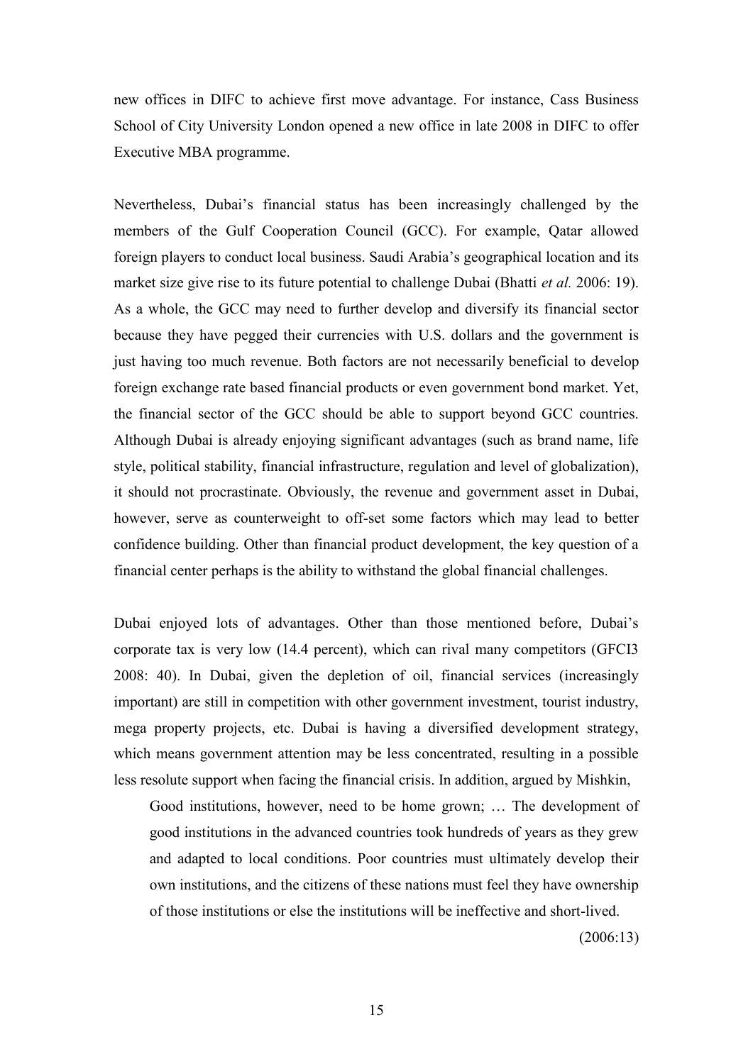new offices in DIFC to achieve first move advantage. For instance, Cass Business School of City University London opened a new office in late 2008 in DIFC to offer Executive MBA programme.

Nevertheless, Dubai's financial status has been increasingly challenged by the members of the Gulf Cooperation Council (GCC). For example, Qatar allowed foreign players to conduct local business. Saudi Arabia's geographical location and its market size give rise to its future potential to challenge Dubai (Bhatti *et al.* 2006: 19). As a whole, the GCC may need to further develop and diversify its financial sector because they have pegged their currencies with U.S. dollars and the government is just having too much revenue. Both factors are not necessarily beneficial to develop foreign exchange rate based financial products or even government bond market. Yet, the financial sector of the GCC should be able to support beyond GCC countries. Although Dubai is already enjoying significant advantages (such as brand name, life style, political stability, financial infrastructure, regulation and level of globalization), it should not procrastinate. Obviously, the revenue and government asset in Dubai, however, serve as counterweight to off-set some factors which may lead to better confidence building. Other than financial product development, the key question of a financial center perhaps is the ability to withstand the global financial challenges.

Dubai enjoyed lots of advantages. Other than those mentioned before, Dubai's corporate tax is very low (14.4 percent), which can rival many competitors (GFCI3 2008: 40). In Dubai, given the depletion of oil, financial services (increasingly important) are still in competition with other government investment, tourist industry, mega property projects, etc. Dubai is having a diversified development strategy, which means government attention may be less concentrated, resulting in a possible less resolute support when facing the financial crisis. In addition, argued by Mishkin,

> Good institutions, however, need to be home grown; … The development of good institutions in the advanced countries took hundreds of years as they grew and adapted to local conditions. Poor countries must ultimately develop their own institutions, and the citizens of these nations must feel they have ownership of those institutions or else the institutions will be ineffective and short-lived.
>
> (2006:13)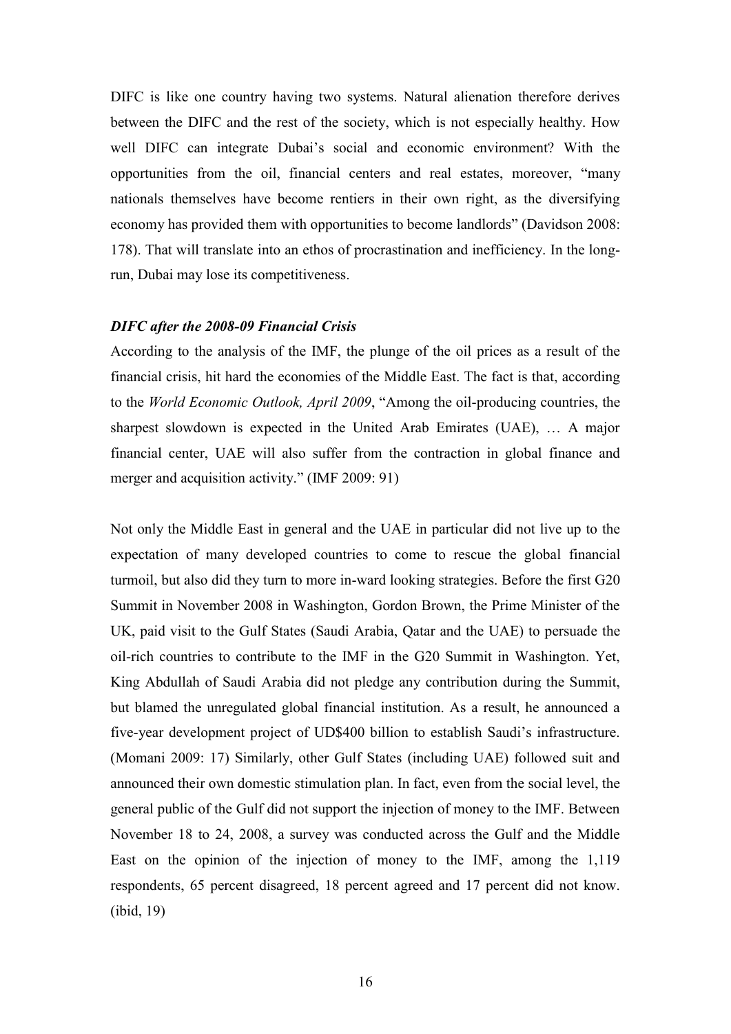DIFC is like one country having two systems. Natural alienation therefore derives between the DIFC and the rest of the society, which is not especially healthy. How well DIFC can integrate Dubai's social and economic environment? With the opportunities from the oil, financial centers and real estates, moreover, "many nationals themselves have become rentiers in their own right, as the diversifying economy has provided them with opportunities to become landlords" (Davidson 2008: 178). That will translate into an ethos of procrastination and inefficiency. In the long-run, Dubai may lose its competitiveness.

### *DIFC after the 2008-09 Financial Crisis*

According to the analysis of the IMF, the plunge of the oil prices as a result of the financial crisis, hit hard the economies of the Middle East. The fact is that, according to the *World Economic Outlook, April 2009*, "Among the oil-producing countries, the sharpest slowdown is expected in the United Arab Emirates (UAE), … A major financial center, UAE will also suffer from the contraction in global finance and merger and acquisition activity." (IMF 2009: 91)

Not only the Middle East in general and the UAE in particular did not live up to the expectation of many developed countries to come to rescue the global financial turmoil, but also did they turn to more in-ward looking strategies. Before the first G20 Summit in November 2008 in Washington, Gordon Brown, the Prime Minister of the UK, paid visit to the Gulf States (Saudi Arabia, Qatar and the UAE) to persuade the oil-rich countries to contribute to the IMF in the G20 Summit in Washington. Yet, King Abdullah of Saudi Arabia did not pledge any contribution during the Summit, but blamed the unregulated global financial institution. As a result, he announced a five-year development project of UD$400 billion to establish Saudi's infrastructure. (Momani 2009: 17) Similarly, other Gulf States (including UAE) followed suit and announced their own domestic stimulation plan. In fact, even from the social level, the general public of the Gulf did not support the injection of money to the IMF. Between November 18 to 24, 2008, a survey was conducted across the Gulf and the Middle East on the opinion of the injection of money to the IMF, among the 1,119 respondents, 65 percent disagreed, 18 percent agreed and 17 percent did not know. (ibid, 19)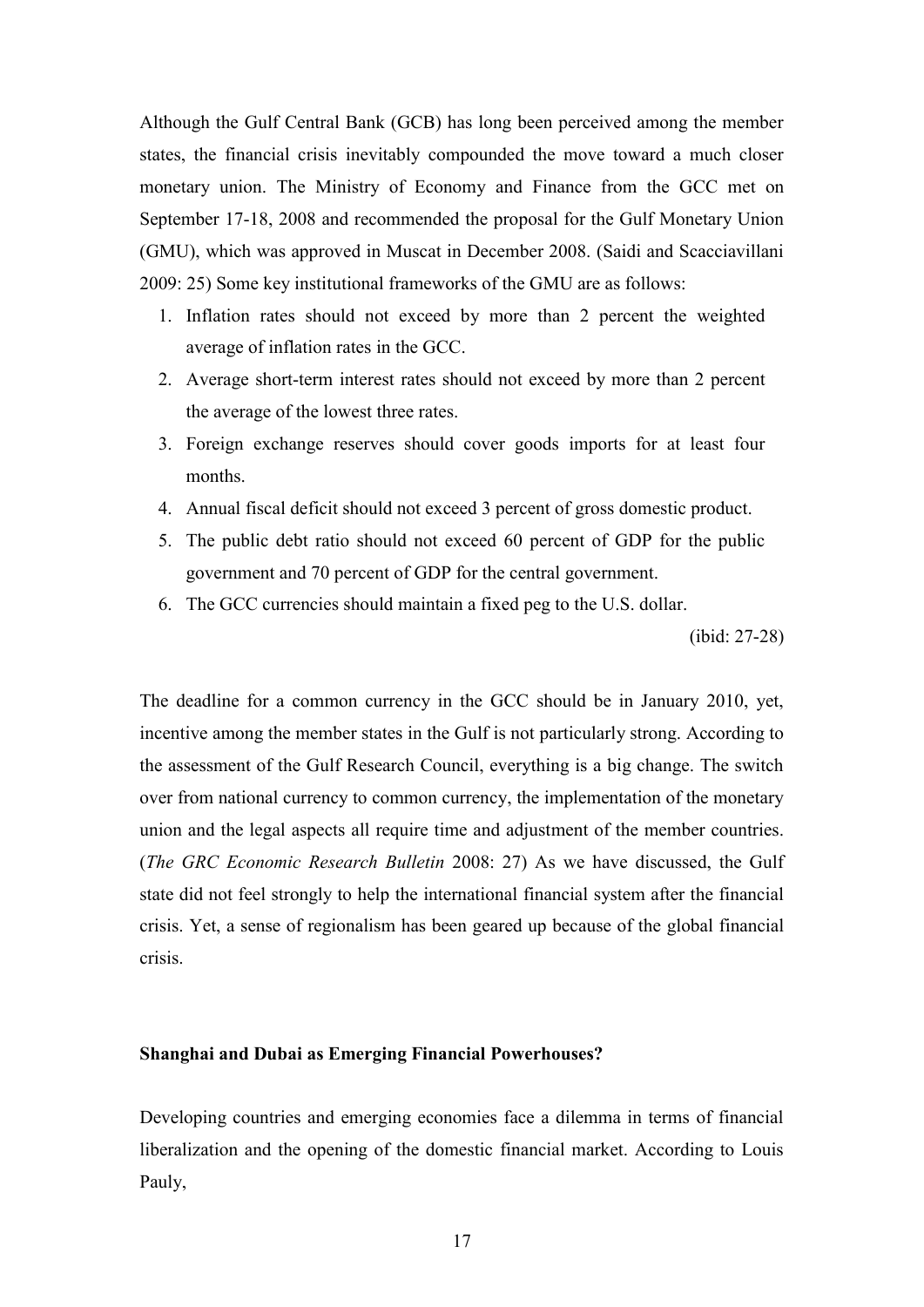Although the Gulf Central Bank (GCB) has long been perceived among the member states, the financial crisis inevitably compounded the move toward a much closer monetary union. The Ministry of Economy and Finance from the GCC met on September 17-18, 2008 and recommended the proposal for the Gulf Monetary Union (GMU), which was approved in Muscat in December 2008. (Saidi and Scacciavillani 2009: 25) Some key institutional frameworks of the GMU are as follows:

1. Inflation rates should not exceed by more than 2 percent the weighted average of inflation rates in the GCC.
2. Average short-term interest rates should not exceed by more than 2 percent the average of the lowest three rates.
3. Foreign exchange reserves should cover goods imports for at least four months.
4. Annual fiscal deficit should not exceed 3 percent of gross domestic product.
5. The public debt ratio should not exceed 60 percent of GDP for the public government and 70 percent of GDP for the central government.
6. The GCC currencies should maintain a fixed peg to the U.S. dollar.

(ibid: 27-28)

The deadline for a common currency in the GCC should be in January 2010, yet, incentive among the member states in the Gulf is not particularly strong. According to the assessment of the Gulf Research Council, everything is a big change. The switch over from national currency to common currency, the implementation of the monetary union and the legal aspects all require time and adjustment of the member countries. (*The GRC Economic Research Bulletin* 2008: 27) As we have discussed, the Gulf state did not feel strongly to help the international financial system after the financial crisis. Yet, a sense of regionalism has been geared up because of the global financial crisis.

**Shanghai and Dubai as Emerging Financial Powerhouses?**

Developing countries and emerging economies face a dilemma in terms of financial liberalization and the opening of the domestic financial market. According to Louis Pauly,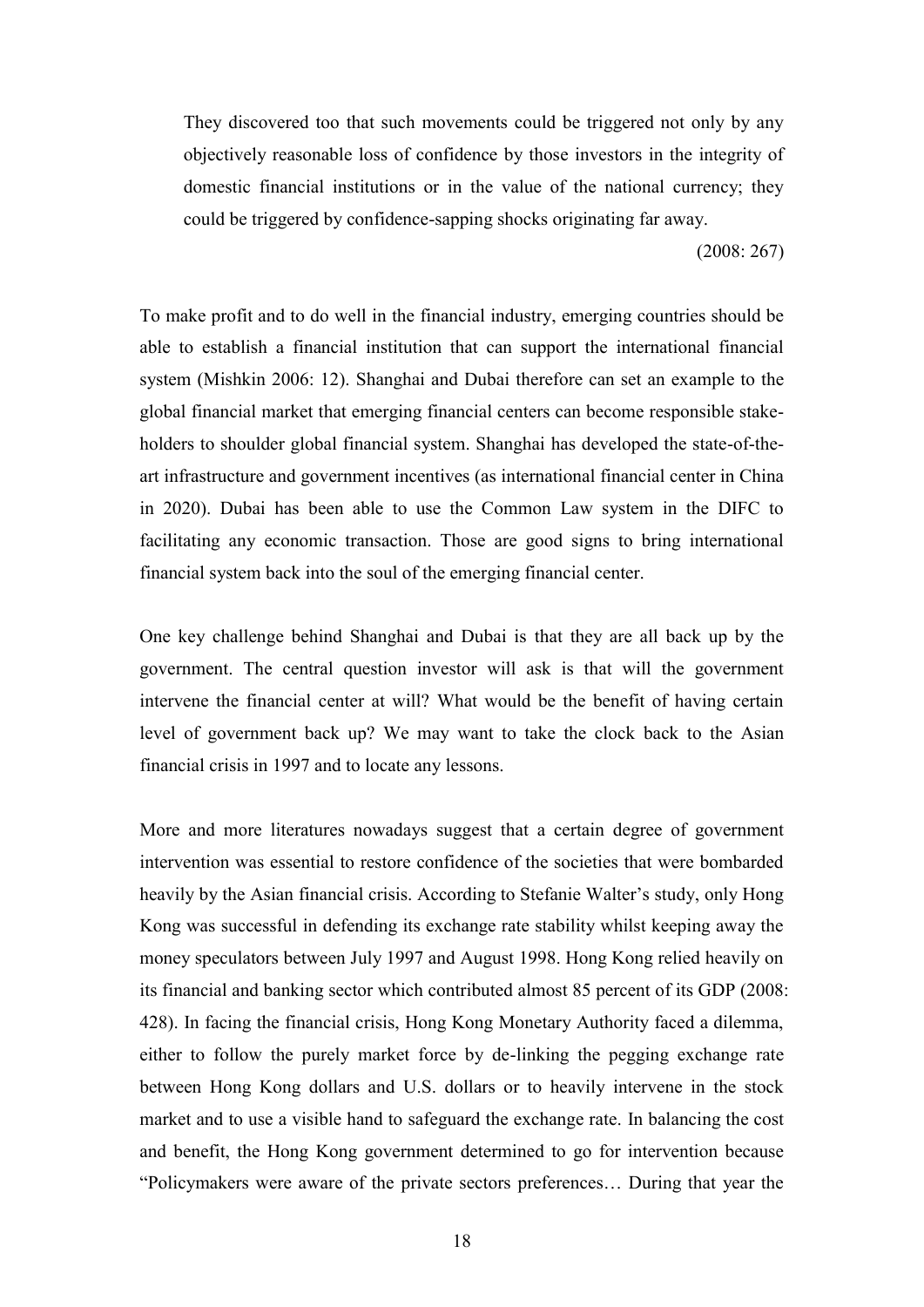> They discovered too that such movements could be triggered not only by any objectively reasonable loss of confidence by those investors in the integrity of domestic financial institutions or in the value of the national currency; they could be triggered by confidence-sapping shocks originating far away.
>
> (2008: 267)

To make profit and to do well in the financial industry, emerging countries should be able to establish a financial institution that can support the international financial system (Mishkin 2006: 12). Shanghai and Dubai therefore can set an example to the global financial market that emerging financial centers can become responsible stake-holders to shoulder global financial system. Shanghai has developed the state-of-the-art infrastructure and government incentives (as international financial center in China in 2020). Dubai has been able to use the Common Law system in the DIFC to facilitating any economic transaction. Those are good signs to bring international financial system back into the soul of the emerging financial center.

One key challenge behind Shanghai and Dubai is that they are all back up by the government. The central question investor will ask is that will the government intervene the financial center at will? What would be the benefit of having certain level of government back up? We may want to take the clock back to the Asian financial crisis in 1997 and to locate any lessons.

More and more literatures nowadays suggest that a certain degree of government intervention was essential to restore confidence of the societies that were bombarded heavily by the Asian financial crisis. According to Stefanie Walter's study, only Hong Kong was successful in defending its exchange rate stability whilst keeping away the money speculators between July 1997 and August 1998. Hong Kong relied heavily on its financial and banking sector which contributed almost 85 percent of its GDP (2008: 428). In facing the financial crisis, Hong Kong Monetary Authority faced a dilemma, either to follow the purely market force by de-linking the pegging exchange rate between Hong Kong dollars and U.S. dollars or to heavily intervene in the stock market and to use a visible hand to safeguard the exchange rate. In balancing the cost and benefit, the Hong Kong government determined to go for intervention because "Policymakers were aware of the private sectors preferences… During that year the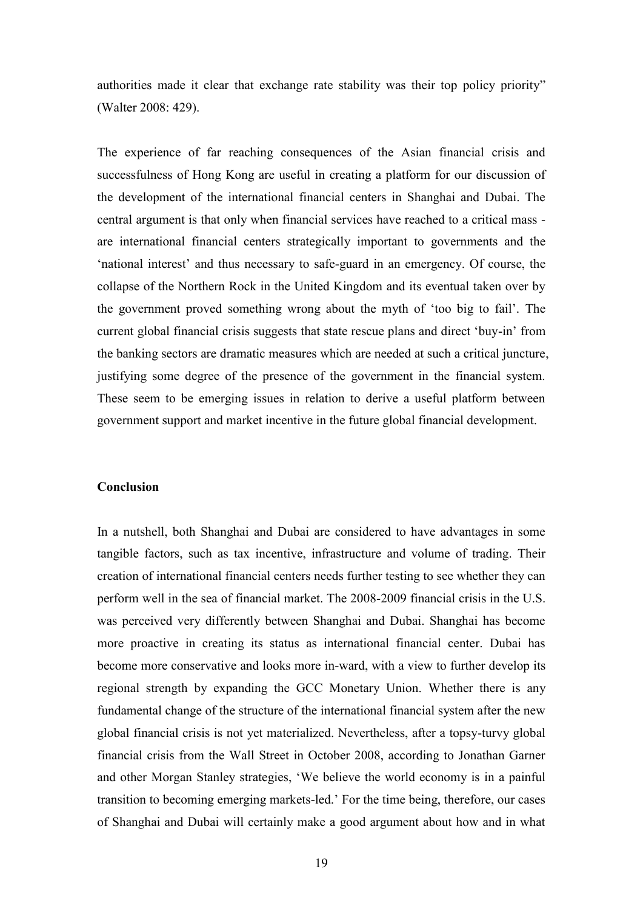authorities made it clear that exchange rate stability was their top policy priority" (Walter 2008: 429).

The experience of far reaching consequences of the Asian financial crisis and successfulness of Hong Kong are useful in creating a platform for our discussion of the development of the international financial centers in Shanghai and Dubai. The central argument is that only when financial services have reached to a critical mass - are international financial centers strategically important to governments and the 'national interest' and thus necessary to safe-guard in an emergency. Of course, the collapse of the Northern Rock in the United Kingdom and its eventual taken over by the government proved something wrong about the myth of 'too big to fail'. The current global financial crisis suggests that state rescue plans and direct 'buy-in' from the banking sectors are dramatic measures which are needed at such a critical juncture, justifying some degree of the presence of the government in the financial system. These seem to be emerging issues in relation to derive a useful platform between government support and market incentive in the future global financial development.

**Conclusion**

In a nutshell, both Shanghai and Dubai are considered to have advantages in some tangible factors, such as tax incentive, infrastructure and volume of trading. Their creation of international financial centers needs further testing to see whether they can perform well in the sea of financial market. The 2008-2009 financial crisis in the U.S. was perceived very differently between Shanghai and Dubai. Shanghai has become more proactive in creating its status as international financial center. Dubai has become more conservative and looks more in-ward, with a view to further develop its regional strength by expanding the GCC Monetary Union. Whether there is any fundamental change of the structure of the international financial system after the new global financial crisis is not yet materialized. Nevertheless, after a topsy-turvy global financial crisis from the Wall Street in October 2008, according to Jonathan Garner and other Morgan Stanley strategies, 'We believe the world economy is in a painful transition to becoming emerging markets-led.' For the time being, therefore, our cases of Shanghai and Dubai will certainly make a good argument about how and in what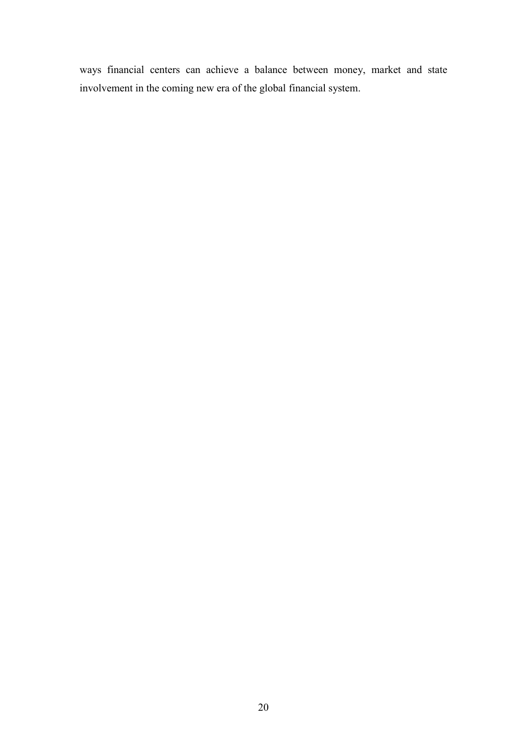ways financial centers can achieve a balance between money, market and state involvement in the coming new era of the global financial system.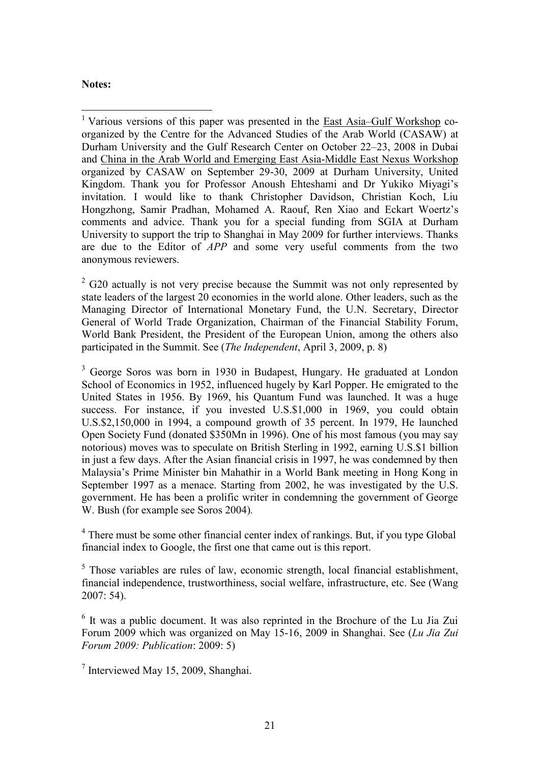**Notes:**

[1] Various versions of this paper was presented in the East Asia–Gulf Workshop co-organized by the Centre for the Advanced Studies of the Arab World (CASAW) at Durham University and the Gulf Research Center on October 22–23, 2008 in Dubai and China in the Arab World and Emerging East Asia-Middle East Nexus Workshop organized by CASAW on September 29-30, 2009 at Durham University, United Kingdom. Thank you for Professor Anoush Ehteshami and Dr Yukiko Miyagi's invitation. I would like to thank Christopher Davidson, Christian Koch, Liu Hongzhong, Samir Pradhan, Mohamed A. Raouf, Ren Xiao and Eckart Woertz's comments and advice. Thank you for a special funding from SGIA at Durham University to support the trip to Shanghai in May 2009 for further interviews. Thanks are due to the Editor of *APP* and some very useful comments from the two anonymous reviewers.

[2] G20 actually is not very precise because the Summit was not only represented by state leaders of the largest 20 economies in the world alone. Other leaders, such as the Managing Director of International Monetary Fund, the U.N. Secretary, Director General of World Trade Organization, Chairman of the Financial Stability Forum, World Bank President, the President of the European Union, among the others also participated in the Summit. See (*The Independent*, April 3, 2009, p. 8)

[3] George Soros was born in 1930 in Budapest, Hungary. He graduated at London School of Economics in 1952, influenced hugely by Karl Popper. He emigrated to the United States in 1956. By 1969, his Quantum Fund was launched. It was a huge success. For instance, if you invested U.S.$1,000 in 1969, you could obtain U.S.$2,150,000 in 1994, a compound growth of 35 percent. In 1979, He launched Open Society Fund (donated $350Mn in 1996). One of his most famous (you may say notorious) moves was to speculate on British Sterling in 1992, earning U.S.$1 billion in just a few days. After the Asian financial crisis in 1997, he was condemned by then Malaysia's Prime Minister bin Mahathir in a World Bank meeting in Hong Kong in September 1997 as a menace. Starting from 2002, he was investigated by the U.S. government. He has been a prolific writer in condemning the government of George W. Bush (for example see Soros 2004).

[4] There must be some other financial center index of rankings. But, if you type Global financial index to Google, the first one that came out is this report.

[5] Those variables are rules of law, economic strength, local financial establishment, financial independence, trustworthiness, social welfare, infrastructure, etc. See (Wang 2007: 54).

[6] It was a public document. It was also reprinted in the Brochure of the Lu Jia Zui Forum 2009 which was organized on May 15-16, 2009 in Shanghai. See (*Lu Jia Zui Forum 2009: Publication*: 2009: 5)

[7] Interviewed May 15, 2009, Shanghai.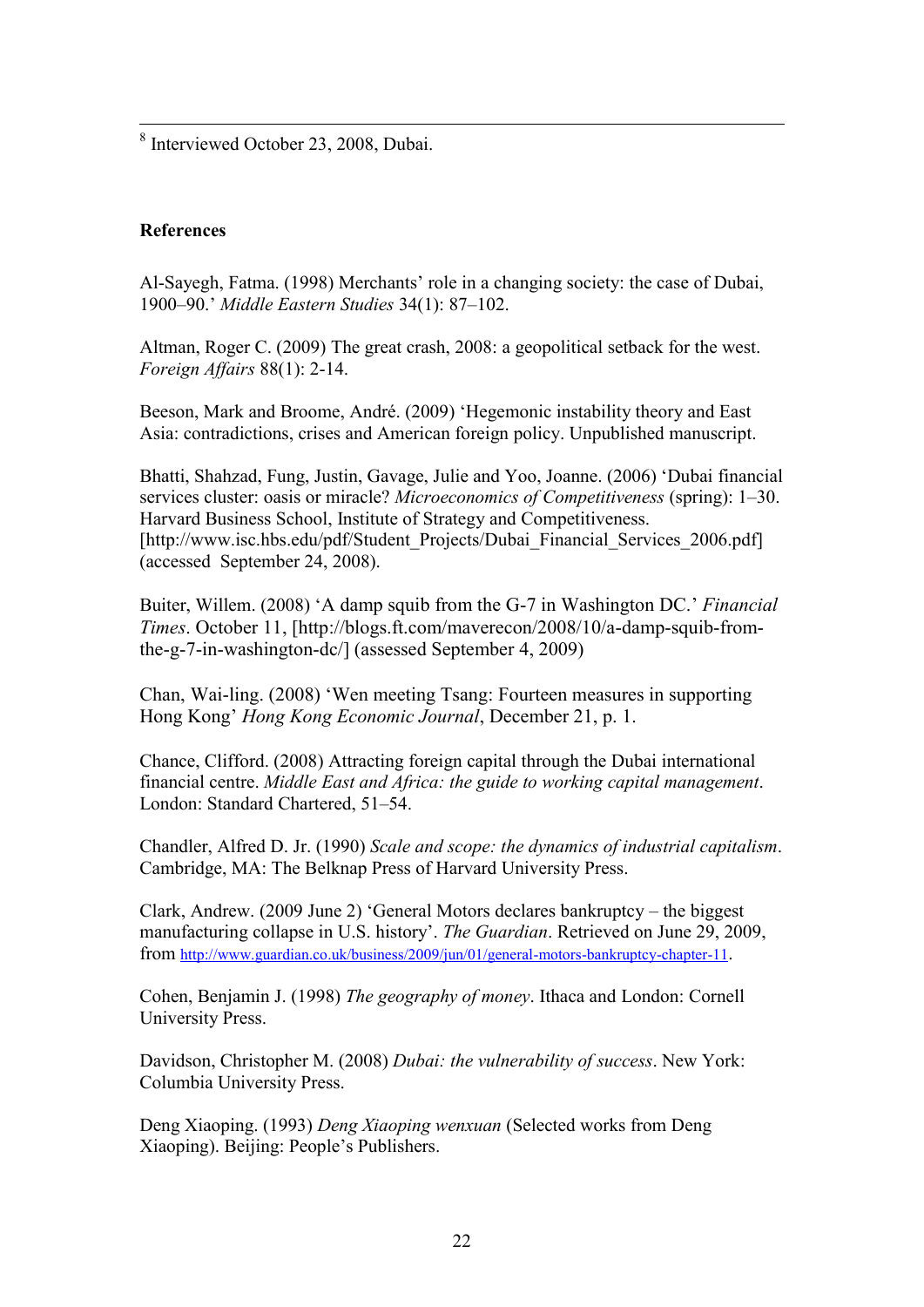[8] Interviewed October 23, 2008, Dubai.

**References**

Al-Sayegh, Fatma. (1998) Merchants' role in a changing society: the case of Dubai, 1900–90.' *Middle Eastern Studies* 34(1): 87–102.

Altman, Roger C. (2009) The great crash, 2008: a geopolitical setback for the west. *Foreign Affairs* 88(1): 2-14.

Beeson, Mark and Broome, André. (2009) 'Hegemonic instability theory and East Asia: contradictions, crises and American foreign policy. Unpublished manuscript.

Bhatti, Shahzad, Fung, Justin, Gavage, Julie and Yoo, Joanne. (2006) 'Dubai financial services cluster: oasis or miracle? *Microeconomics of Competitiveness* (spring): 1–30. Harvard Business School, Institute of Strategy and Competitiveness. [http://www.isc.hbs.edu/pdf/Student_Projects/Dubai_Financial_Services_2006.pdf] (accessed September 24, 2008).

Buiter, Willem. (2008) 'A damp squib from the G-7 in Washington DC.' *Financial Times*. October 11, [http://blogs.ft.com/maverecon/2008/10/a-damp-squib-from-the-g-7-in-washington-dc/] (assessed September 4, 2009)

Chan, Wai-ling. (2008) 'Wen meeting Tsang: Fourteen measures in supporting Hong Kong' *Hong Kong Economic Journal*, December 21, p. 1.

Chance, Clifford. (2008) Attracting foreign capital through the Dubai international financial centre. *Middle East and Africa: the guide to working capital management*. London: Standard Chartered, 51–54.

Chandler, Alfred D. Jr. (1990) *Scale and scope: the dynamics of industrial capitalism*. Cambridge, MA: The Belknap Press of Harvard University Press.

Clark, Andrew. (2009 June 2) 'General Motors declares bankruptcy – the biggest manufacturing collapse in U.S. history'. *The Guardian*. Retrieved on June 29, 2009, from http://www.guardian.co.uk/business/2009/jun/01/general-motors-bankruptcy-chapter-11.

Cohen, Benjamin J. (1998) *The geography of money*. Ithaca and London: Cornell University Press.

Davidson, Christopher M. (2008) *Dubai: the vulnerability of success*. New York: Columbia University Press.

Deng Xiaoping. (1993) *Deng Xiaoping wenxuan* (Selected works from Deng Xiaoping). Beijing: People's Publishers.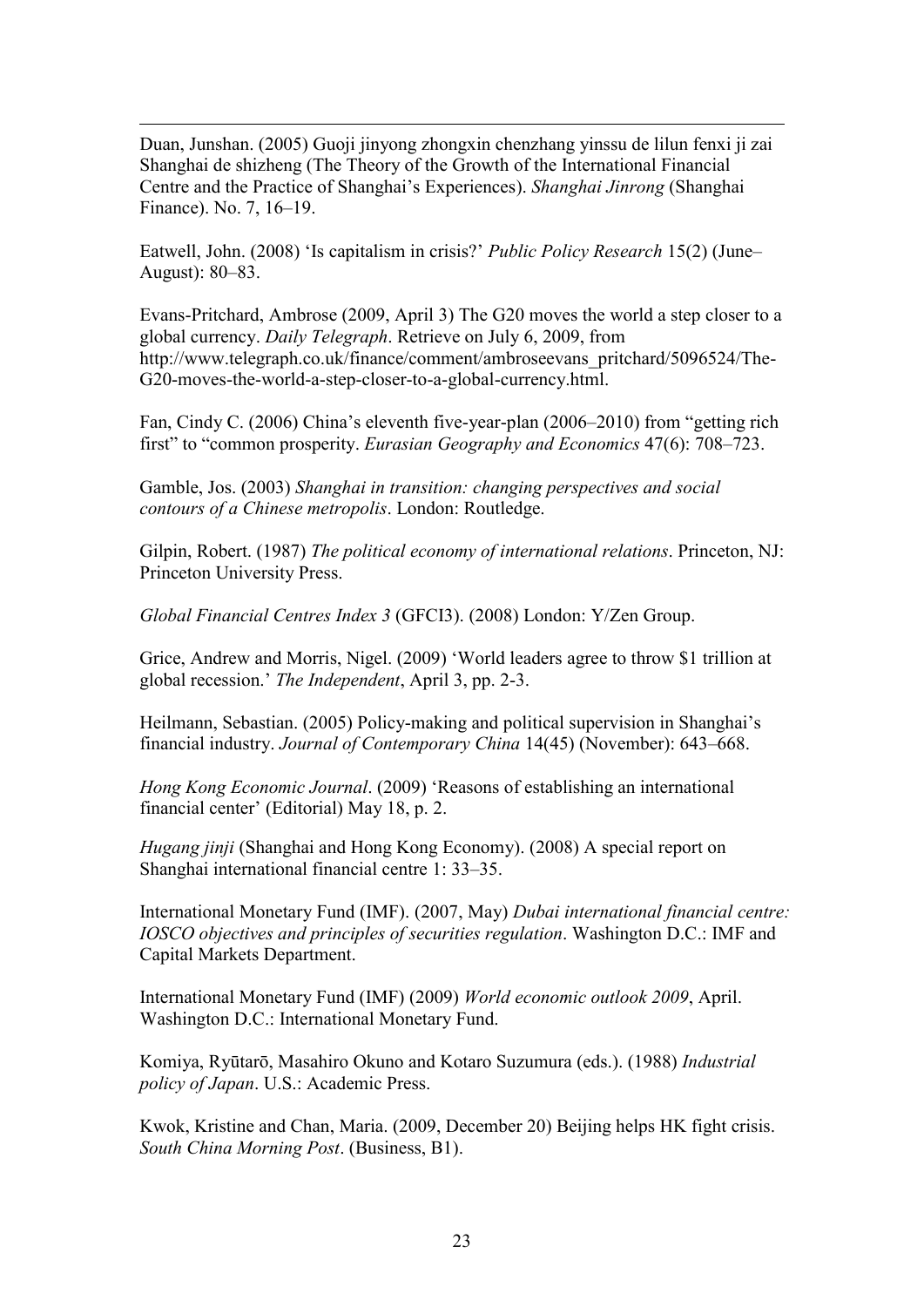Duan, Junshan. (2005) Guoji jinyong zhongxin chenzhang yinssu de lilun fenxi ji zai Shanghai de shizheng (The Theory of the Growth of the International Financial Centre and the Practice of Shanghai's Experiences). *Shanghai Jinrong* (Shanghai Finance). No. 7, 16–19.

Eatwell, John. (2008) 'Is capitalism in crisis?' *Public Policy Research* 15(2) (June–August): 80–83.

Evans-Pritchard, Ambrose (2009, April 3) The G20 moves the world a step closer to a global currency. *Daily Telegraph*. Retrieve on July 6, 2009, from http://www.telegraph.co.uk/finance/comment/ambroseevans_pritchard/5096524/The-G20-moves-the-world-a-step-closer-to-a-global-currency.html.

Fan, Cindy C. (2006) China's eleventh five-year-plan (2006–2010) from "getting rich first" to "common prosperity. *Eurasian Geography and Economics* 47(6): 708–723.

Gamble, Jos. (2003) *Shanghai in transition: changing perspectives and social contours of a Chinese metropolis*. London: Routledge.

Gilpin, Robert. (1987) *The political economy of international relations*. Princeton, NJ: Princeton University Press.

*Global Financial Centres Index 3* (GFCI3). (2008) London: Y/Zen Group.

Grice, Andrew and Morris, Nigel. (2009) 'World leaders agree to throw $1 trillion at global recession.' *The Independent*, April 3, pp. 2-3.

Heilmann, Sebastian. (2005) Policy-making and political supervision in Shanghai's financial industry. *Journal of Contemporary China* 14(45) (November): 643–668.

*Hong Kong Economic Journal*. (2009) 'Reasons of establishing an international financial center' (Editorial) May 18, p. 2.

*Hugang jinji* (Shanghai and Hong Kong Economy). (2008) A special report on Shanghai international financial centre 1: 33–35.

International Monetary Fund (IMF). (2007, May) *Dubai international financial centre: IOSCO objectives and principles of securities regulation*. Washington D.C.: IMF and Capital Markets Department.

International Monetary Fund (IMF) (2009) *World economic outlook 2009*, April. Washington D.C.: International Monetary Fund.

Komiya, Ryūtarō, Masahiro Okuno and Kotaro Suzumura (eds.). (1988) *Industrial policy of Japan*. U.S.: Academic Press.

Kwok, Kristine and Chan, Maria. (2009, December 20) Beijing helps HK fight crisis. *South China Morning Post*. (Business, B1).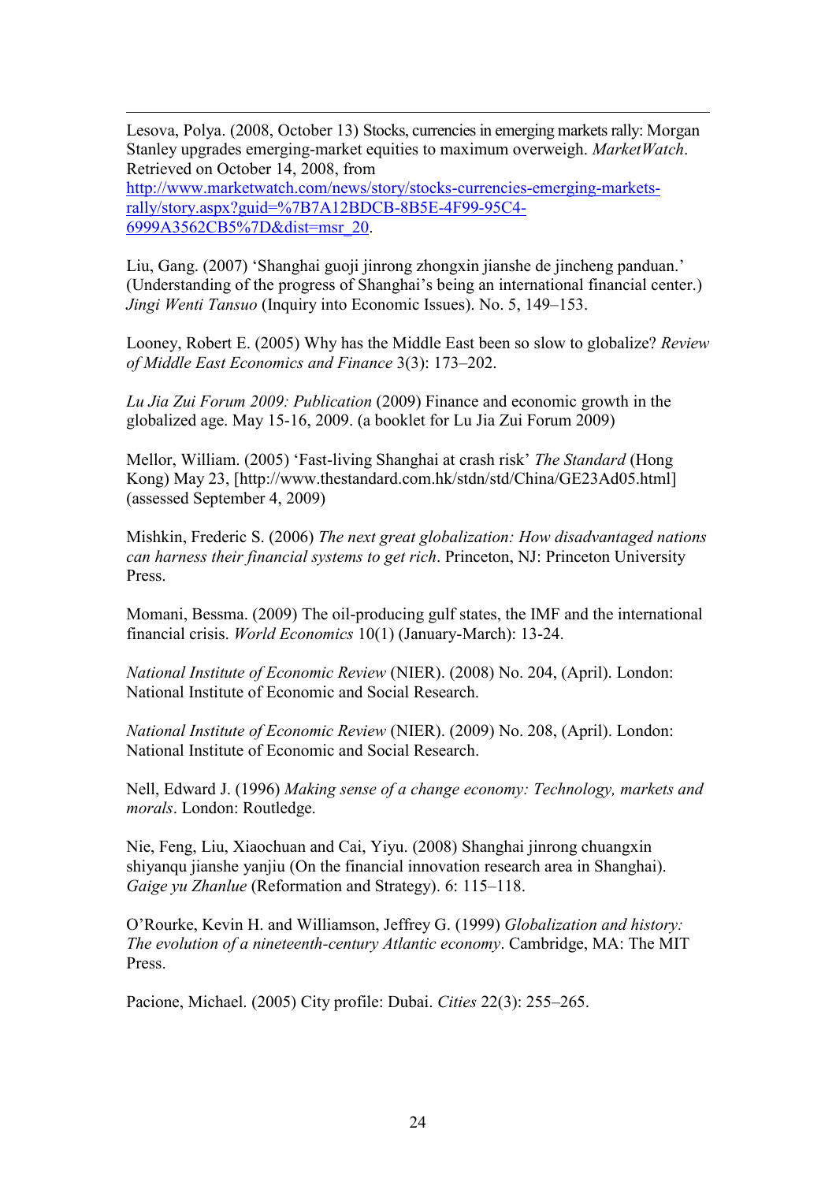Lesova, Polya. (2008, October 13) Stocks, currencies in emerging markets rally: Morgan Stanley upgrades emerging-market equities to maximum overweigh. *MarketWatch*. Retrieved on October 14, 2008, from http://www.marketwatch.com/news/story/stocks-currencies-emerging-markets-rally/story.aspx?guid=%7B7A12BDCB-8B5E-4F99-95C4-6999A3562CB5%7D&dist=msr_20.

Liu, Gang. (2007) 'Shanghai guoji jinrong zhongxin jianshe de jincheng panduan.' (Understanding of the progress of Shanghai's being an international financial center.) *Jingi Wenti Tansuo* (Inquiry into Economic Issues). No. 5, 149–153.

Looney, Robert E. (2005) Why has the Middle East been so slow to globalize? *Review of Middle East Economics and Finance* 3(3): 173–202.

*Lu Jia Zui Forum 2009: Publication* (2009) Finance and economic growth in the globalized age. May 15-16, 2009. (a booklet for Lu Jia Zui Forum 2009)

Mellor, William. (2005) 'Fast-living Shanghai at crash risk' *The Standard* (Hong Kong) May 23, [http://www.thestandard.com.hk/stdn/std/China/GE23Ad05.html] (assessed September 4, 2009)

Mishkin, Frederic S. (2006) *The next great globalization: How disadvantaged nations can harness their financial systems to get rich*. Princeton, NJ: Princeton University Press.

Momani, Bessma. (2009) The oil-producing gulf states, the IMF and the international financial crisis. *World Economics* 10(1) (January-March): 13-24.

*National Institute of Economic Review* (NIER). (2008) No. 204, (April). London: National Institute of Economic and Social Research.

*National Institute of Economic Review* (NIER). (2009) No. 208, (April). London: National Institute of Economic and Social Research.

Nell, Edward J. (1996) *Making sense of a change economy: Technology, markets and morals*. London: Routledge.

Nie, Feng, Liu, Xiaochuan and Cai, Yiyu. (2008) Shanghai jinrong chuangxin shiyanqu jianshe yanjiu (On the financial innovation research area in Shanghai). *Gaige yu Zhanlue* (Reformation and Strategy). 6: 115–118.

O'Rourke, Kevin H. and Williamson, Jeffrey G. (1999) *Globalization and history: The evolution of a nineteenth-century Atlantic economy*. Cambridge, MA: The MIT Press.

Pacione, Michael. (2005) City profile: Dubai. *Cities* 22(3): 255–265.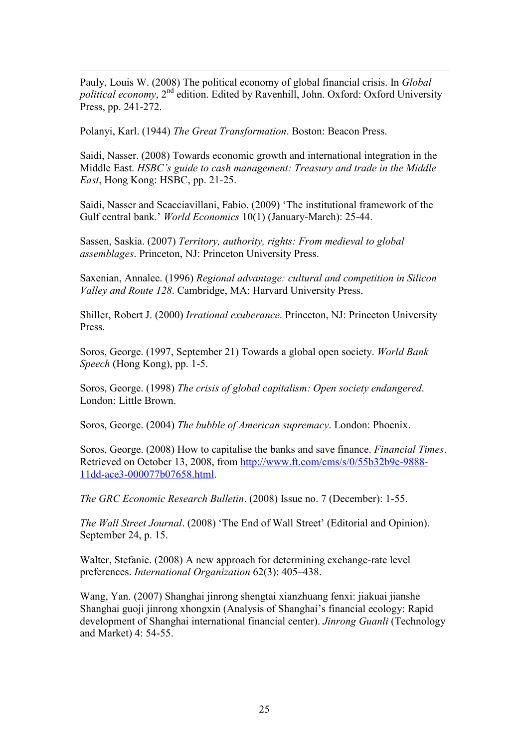Pauly, Louis W. (2008) The political economy of global financial crisis. In *Global political economy*, 2nd edition. Edited by Ravenhill, John. Oxford: Oxford University Press, pp. 241-272.

Polanyi, Karl. (1944) *The Great Transformation*. Boston: Beacon Press.

Saidi, Nasser. (2008) Towards economic growth and international integration in the Middle East. *HSBC's guide to cash management: Treasury and trade in the Middle East*, Hong Kong: HSBC, pp. 21-25.

Saidi, Nasser and Scacciavillani, Fabio. (2009) 'The institutional framework of the Gulf central bank.' *World Economics* 10(1) (January-March): 25-44.

Sassen, Saskia. (2007) *Territory, authority, rights: From medieval to global assemblages*. Princeton, NJ: Princeton University Press.

Saxenian, Annalee. (1996) *Regional advantage: cultural and competition in Silicon Valley and Route 128*. Cambridge, MA: Harvard University Press.

Shiller, Robert J. (2000) *Irrational exuberance*. Princeton, NJ: Princeton University Press.

Soros, George. (1997, September 21) Towards a global open society. *World Bank Speech* (Hong Kong), pp. 1-5.

Soros, George. (1998) *The crisis of global capitalism: Open society endangered*. London: Little Brown.

Soros, George. (2004) *The bubble of American supremacy*. London: Phoenix.

Soros, George. (2008) How to capitalise the banks and save finance. *Financial Times*. Retrieved on October 13, 2008, from http://www.ft.com/cms/s/0/55b32b9e-9888-11dd-ace3-000077b07658.html.

*The GRC Economic Research Bulletin*. (2008) Issue no. 7 (December): 1-55.

*The Wall Street Journal*. (2008) 'The End of Wall Street' (Editorial and Opinion). September 24, p. 15.

Walter, Stefanie. (2008) A new approach for determining exchange-rate level preferences. *International Organization* 62(3): 405–438.

Wang, Yan. (2007) Shanghai jinrong shengtai xianzhuang fenxi: jiakuai jianshe Shanghai guoji jinrong xhongxin (Analysis of Shanghai's financial ecology: Rapid development of Shanghai international financial center). *Jinrong Guanli* (Technology and Market) 4: 54-55.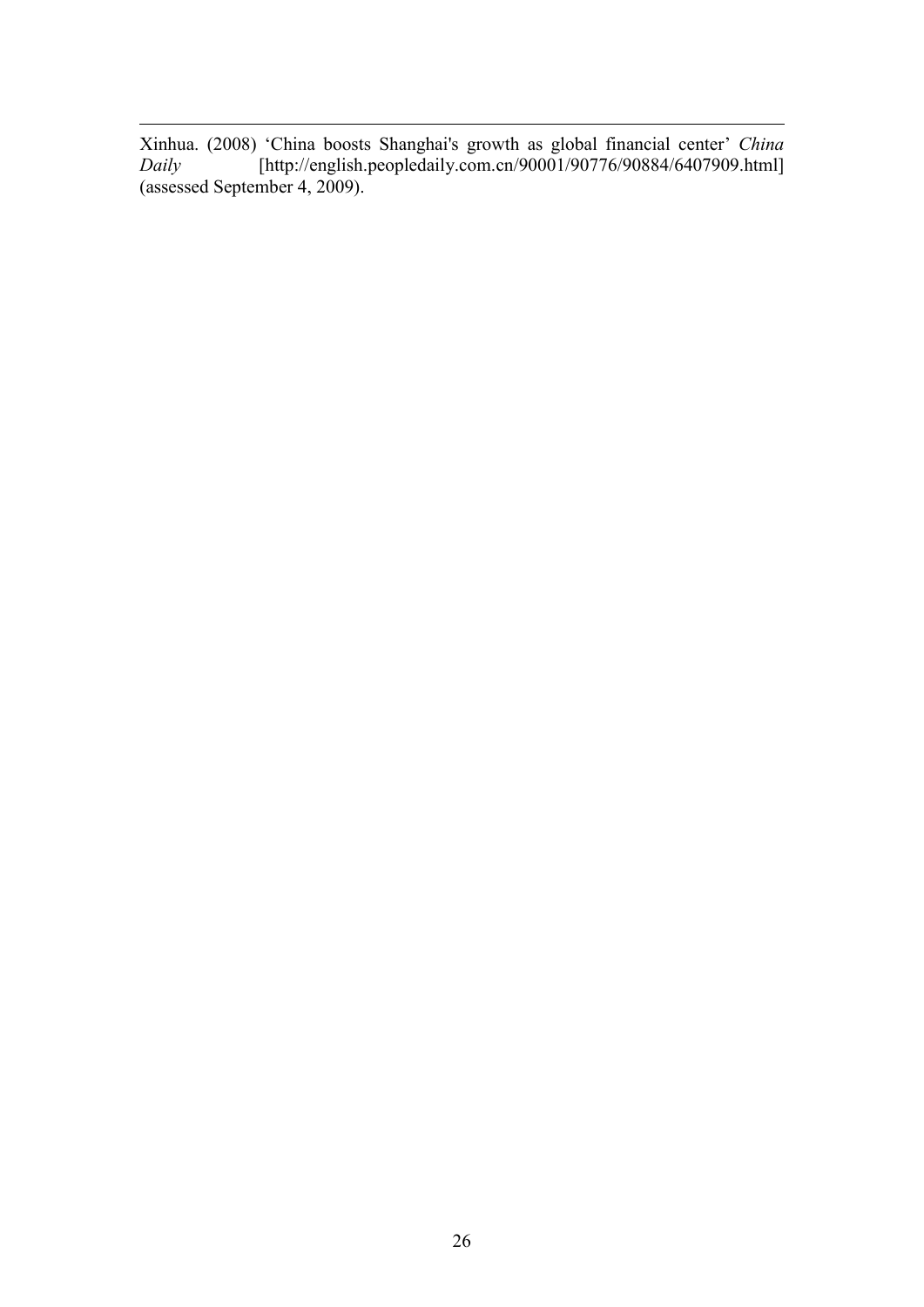Xinhua. (2008) 'China boosts Shanghai's growth as global financial center' *China Daily* [http://english.peopledaily.com.cn/90001/90776/90884/6407909.html] (assessed September 4, 2009).